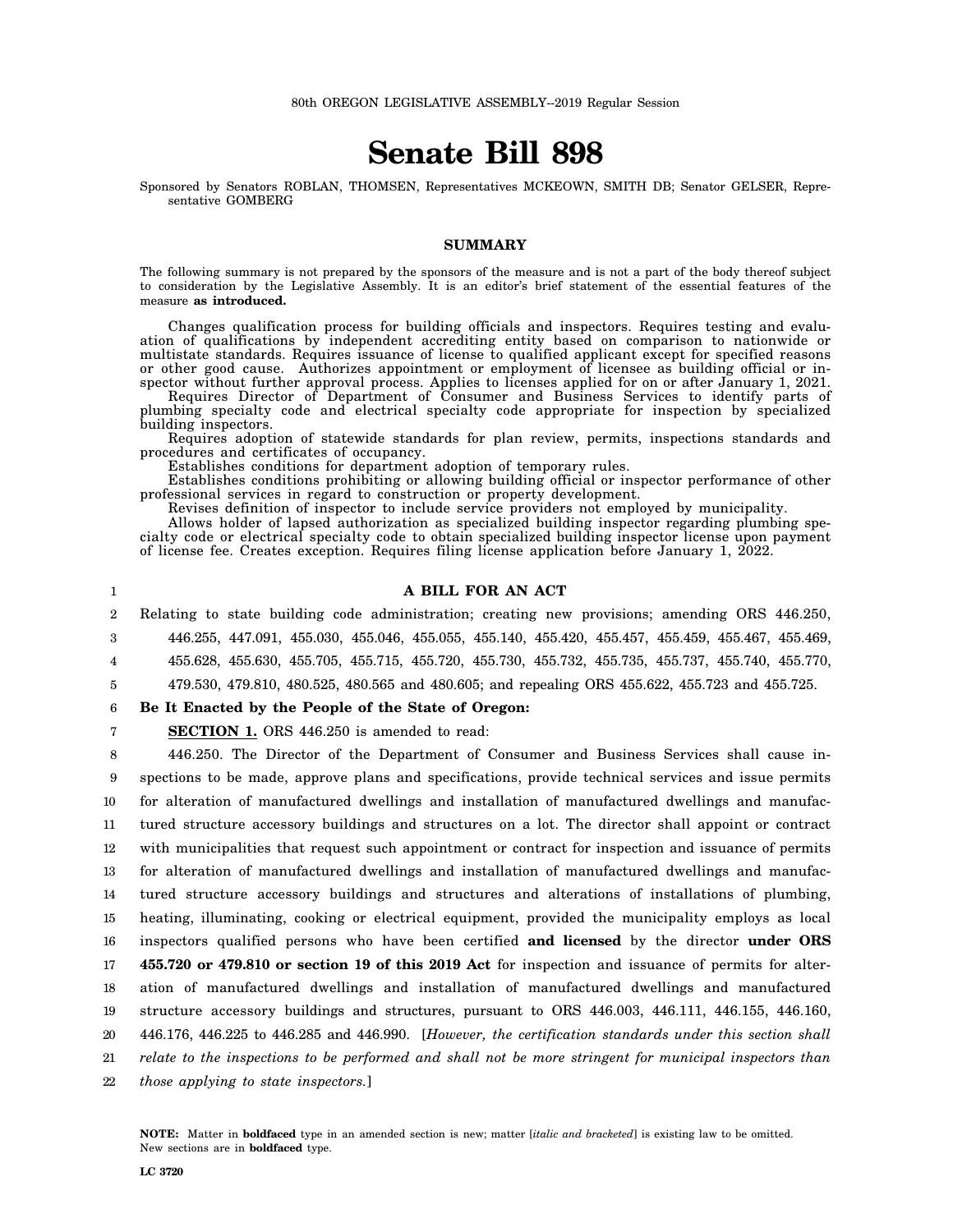80th OREGON LEGISLATIVE ASSEMBLY--2019 Regular Session

# Senate Bill 898

Sponsored by Senators ROBLAN, THOMSEN, Representatives MCKEOWN, SMITH DB; Senator GELSER, Representative GOMBERG

## SUMMARY

The following summary is not prepared by the sponsors of the measure and is not a part of the body thereof subject to consideration by the Legislative Assembly. It is an editor's brief statement of the essential features of the measure **as introduced.**

Changes qualification process for building officials and inspectors. Requires testing and evaluation of qualifications by independent accrediting entity based on comparison to nationwide or multistate standards. Requires issuance of license to qualified applicant except for specified reasons or other good cause. Authorizes appointment or employment of licensee as building official or inspector without further approval process. Applies to licenses applied for on or after January 1, 2021.

Requires Director of Department of Consumer and Business Services to identify parts of plumbing specialty code and electrical specialty code appropriate for inspection by specialized building inspectors.

Requires adoption of statewide standards for plan review, permits, inspections standards and procedures and certificates of occupancy.

Establishes conditions for department adoption of temporary rules.

Establishes conditions prohibiting or allowing building official or inspector performance of other professional services in regard to construction or property development.

Revises definition of inspector to include service providers not employed by municipality.

Allows holder of lapsed authorization as specialized building inspector regarding plumbing specialty code or electrical specialty code to obtain specialized building inspector license upon payment of license fee. Creates exception. Requires filing license application before January 1, 2022.

**A BILL FOR AN ACT**

Relating to state building code administration; creating new provisions; amending ORS 446.250, 446.255, 447.091, 455.030, 455.046, 455.055, 455.140, 455.420, 455.457, 455.459, 455.467, 455.469, 455.628, 455.630, 455.705, 455.715, 455.720, 455.730, 455.732, 455.735, 455.737, 455.740, 455.770, 479.530, 479.810, 480.525, 480.565 and 480.605; and repealing ORS 455.622, 455.723 and 455.725.

**Be It Enacted by the People of the State of Oregon:**

**SECTION 1.** ORS 446.250 is amended to read:

446.250. The Director of the Department of Consumer and Business Services shall cause inspections to be made, approve plans and specifications, provide technical services and issue permits for alteration of manufactured dwellings and installation of manufactured dwellings and manufactured structure accessory buildings and structures on a lot. The director shall appoint or contract with municipalities that request such appointment or contract for inspection and issuance of permits for alteration of manufactured dwellings and installation of manufactured dwellings and manufactured structure accessory buildings and structures and alterations of installations of plumbing, heating, illuminating, cooking or electrical equipment, provided the municipality employs as local inspectors qualified persons who have been certified **and licensed** by the director **under ORS 455.720 or 479.810 or section 19 of this 2019 Act** for inspection and issuance of permits for alteration of manufactured dwellings and installation of manufactured dwellings and manufactured structure accessory buildings and structures, pursuant to ORS 446.003, 446.111, 446.155, 446.160, 446.176, 446.225 to 446.285 and 446.990. [*However, the certification standards under this section shall relate to the inspections to be performed and shall not be more stringent for municipal inspectors than those applying to state inspectors.*]

**NOTE:** Matter in **boldfaced** type in an amended section is new; matter [*italic and bracketed*] is existing law to be omitted. New sections are in **boldfaced** type.

**LC 3720**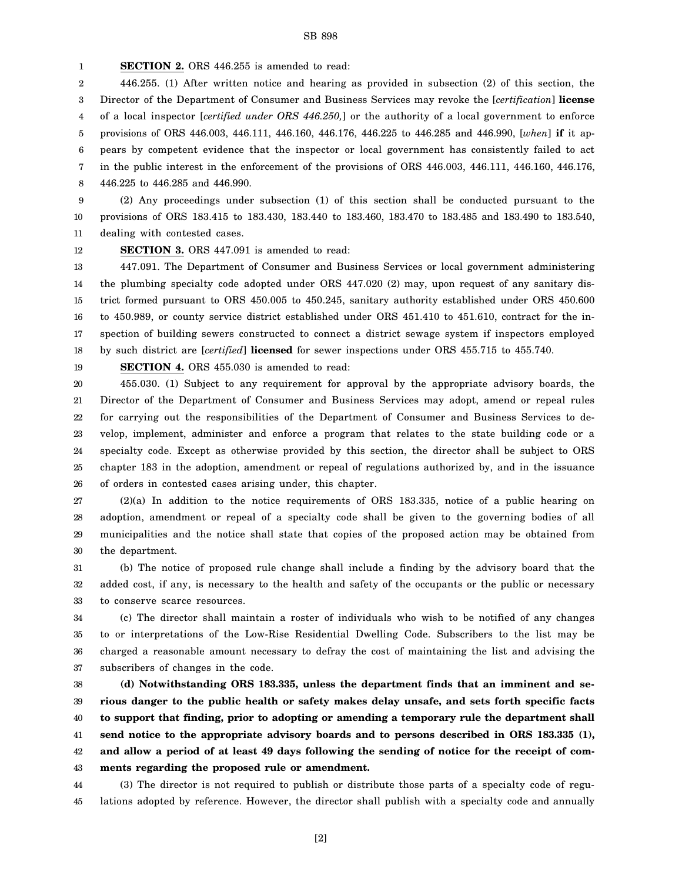**SECTION 2.** ORS 446.255 is amended to read:

446.255. (1) After written notice and hearing as provided in subsection (2) of this section, the Director of the Department of Consumer and Business Services may revoke the [*certification*] **license** of a local inspector [*certified under ORS 446.250,*] or the authority of a local government to enforce provisions of ORS 446.003, 446.111, 446.160, 446.176, 446.225 to 446.285 and 446.990, [*when*] **if** it appears by competent evidence that the inspector or local government has consistently failed to act in the public interest in the enforcement of the provisions of ORS 446.003, 446.111, 446.160, 446.176, 446.225 to 446.285 and 446.990.

(2) Any proceedings under subsection (1) of this section shall be conducted pursuant to the provisions of ORS 183.415 to 183.430, 183.440 to 183.460, 183.470 to 183.485 and 183.490 to 183.540, dealing with contested cases.

**SECTION 3.** ORS 447.091 is amended to read:

447.091. The Department of Consumer and Business Services or local government administering the plumbing specialty code adopted under ORS 447.020 (2) may, upon request of any sanitary district formed pursuant to ORS 450.005 to 450.245, sanitary authority established under ORS 450.600 to 450.989, or county service district established under ORS 451.410 to 451.610, contract for the inspection of building sewers constructed to connect a district sewage system if inspectors employed by such district are [*certified*] **licensed** for sewer inspections under ORS 455.715 to 455.740.

**SECTION 4.** ORS 455.030 is amended to read:

455.030. (1) Subject to any requirement for approval by the appropriate advisory boards, the Director of the Department of Consumer and Business Services may adopt, amend or repeal rules for carrying out the responsibilities of the Department of Consumer and Business Services to develop, implement, administer and enforce a program that relates to the state building code or a specialty code. Except as otherwise provided by this section, the director shall be subject to ORS chapter 183 in the adoption, amendment or repeal of regulations authorized by, and in the issuance of orders in contested cases arising under, this chapter.

(2)(a) In addition to the notice requirements of ORS 183.335, notice of a public hearing on adoption, amendment or repeal of a specialty code shall be given to the governing bodies of all municipalities and the notice shall state that copies of the proposed action may be obtained from the department.

(b) The notice of proposed rule change shall include a finding by the advisory board that the added cost, if any, is necessary to the health and safety of the occupants or the public or necessary to conserve scarce resources.

(c) The director shall maintain a roster of individuals who wish to be notified of any changes to or interpretations of the Low-Rise Residential Dwelling Code. Subscribers to the list may be charged a reasonable amount necessary to defray the cost of maintaining the list and advising the subscribers of changes in the code.

**(d) Notwithstanding ORS 183.335, unless the department finds that an imminent and serious danger to the public health or safety makes delay unsafe, and sets forth specific facts to support that finding, prior to adopting or amending a temporary rule the department shall send notice to the appropriate advisory boards and to persons described in ORS 183.335 (1), and allow a period of at least 49 days following the sending of notice for the receipt of comments regarding the proposed rule or amendment.**

(3) The director is not required to publish or distribute those parts of a specialty code of regulations adopted by reference. However, the director shall publish with a specialty code and annually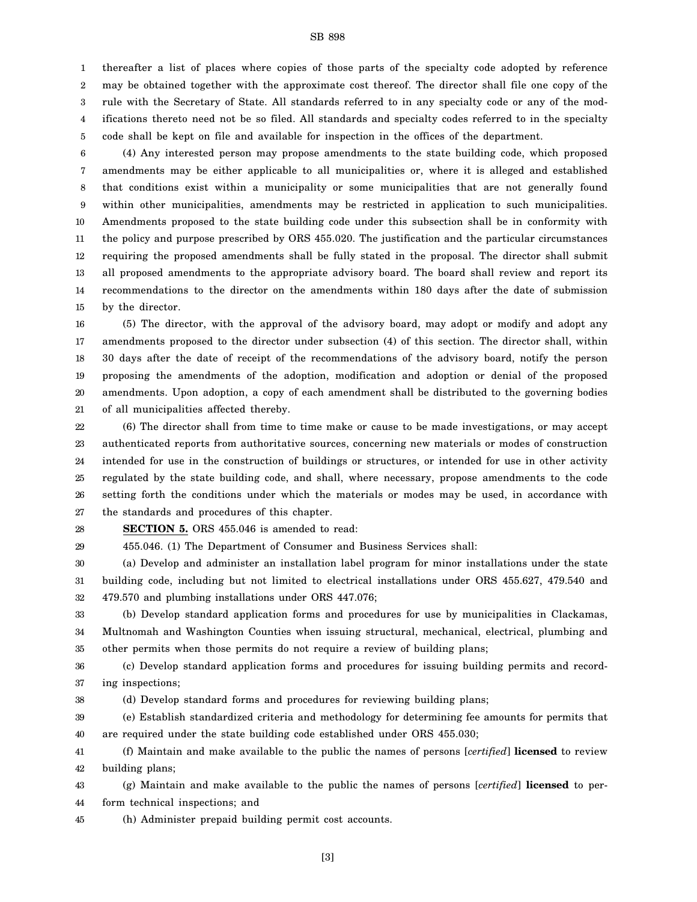thereafter a list of places where copies of those parts of the specialty code adopted by reference may be obtained together with the approximate cost thereof. The director shall file one copy of the rule with the Secretary of State. All standards referred to in any specialty code or any of the modifications thereto need not be so filed. All standards and specialty codes referred to in the specialty code shall be kept on file and available for inspection in the offices of the department.

(4) Any interested person may propose amendments to the state building code, which proposed amendments may be either applicable to all municipalities or, where it is alleged and established that conditions exist within a municipality or some municipalities that are not generally found within other municipalities, amendments may be restricted in application to such municipalities. Amendments proposed to the state building code under this subsection shall be in conformity with the policy and purpose prescribed by ORS 455.020. The justification and the particular circumstances requiring the proposed amendments shall be fully stated in the proposal. The director shall submit all proposed amendments to the appropriate advisory board. The board shall review and report its recommendations to the director on the amendments within 180 days after the date of submission by the director.

(5) The director, with the approval of the advisory board, may adopt or modify and adopt any amendments proposed to the director under subsection (4) of this section. The director shall, within 30 days after the date of receipt of the recommendations of the advisory board, notify the person proposing the amendments of the adoption, modification and adoption or denial of the proposed amendments. Upon adoption, a copy of each amendment shall be distributed to the governing bodies of all municipalities affected thereby.

(6) The director shall from time to time make or cause to be made investigations, or may accept authenticated reports from authoritative sources, concerning new materials or modes of construction intended for use in the construction of buildings or structures, or intended for use in other activity regulated by the state building code, and shall, where necessary, propose amendments to the code setting forth the conditions under which the materials or modes may be used, in accordance with the standards and procedures of this chapter.

**SECTION 5.** ORS 455.046 is amended to read:

455.046. (1) The Department of Consumer and Business Services shall:

(a) Develop and administer an installation label program for minor installations under the state building code, including but not limited to electrical installations under ORS 455.627, 479.540 and 479.570 and plumbing installations under ORS 447.076;

(b) Develop standard application forms and procedures for use by municipalities in Clackamas, Multnomah and Washington Counties when issuing structural, mechanical, electrical, plumbing and other permits when those permits do not require a review of building plans;

(c) Develop standard application forms and procedures for issuing building permits and recording inspections;

(d) Develop standard forms and procedures for reviewing building plans;

(e) Establish standardized criteria and methodology for determining fee amounts for permits that are required under the state building code established under ORS 455.030;

(f) Maintain and make available to the public the names of persons [*certified*] **licensed** to review building plans;

(g) Maintain and make available to the public the names of persons [*certified*] **licensed** to perform technical inspections; and

(h) Administer prepaid building permit cost accounts.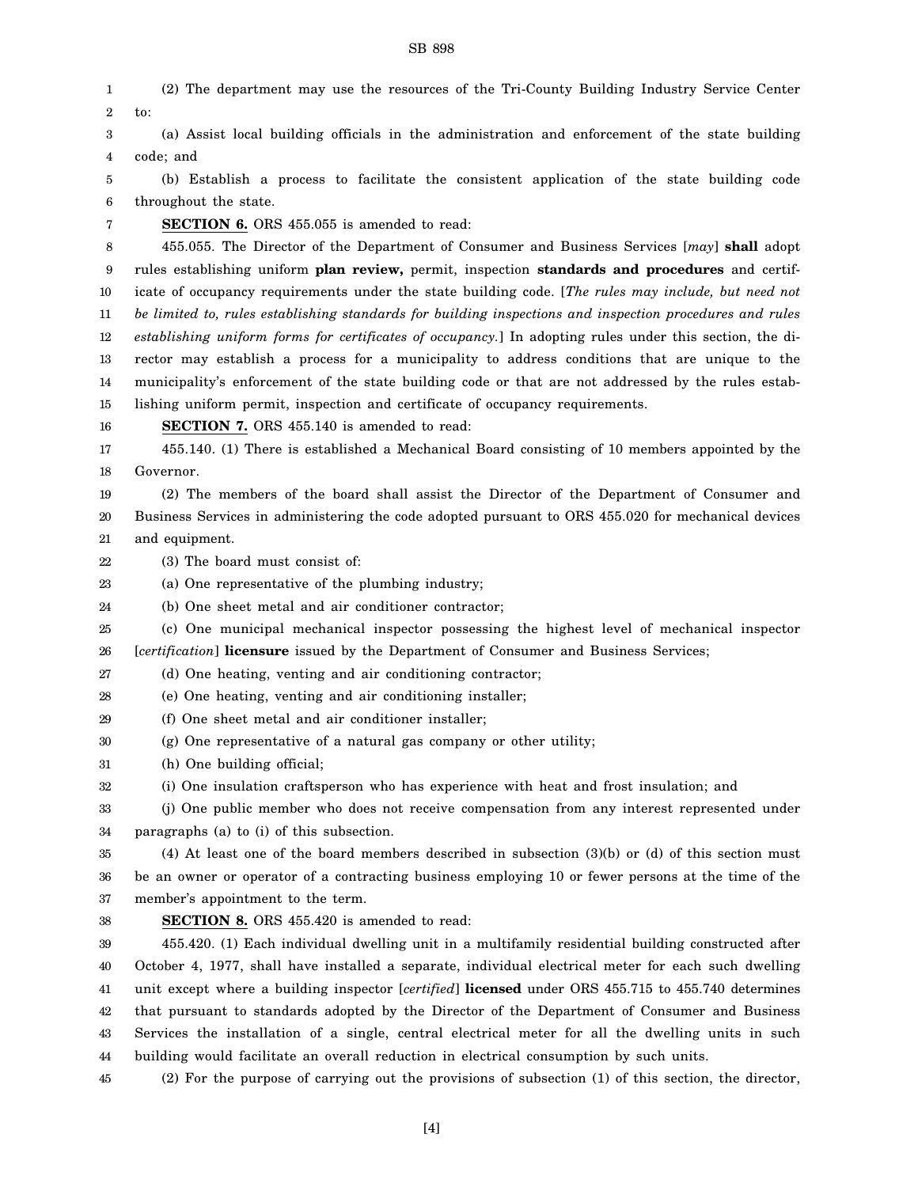(2) The department may use the resources of the Tri-County Building Industry Service Center to:

(a) Assist local building officials in the administration and enforcement of the state building code; and

(b) Establish a process to facilitate the consistent application of the state building code throughout the state.

**SECTION 6.** ORS 455.055 is amended to read:

455.055. The Director of the Department of Consumer and Business Services [*may*] **shall** adopt rules establishing uniform **plan review,** permit, inspection **standards and procedures** and certificate of occupancy requirements under the state building code. [*The rules may include, but need not be limited to, rules establishing standards for building inspections and inspection procedures and rules establishing uniform forms for certificates of occupancy.*] In adopting rules under this section, the director may establish a process for a municipality to address conditions that are unique to the municipality's enforcement of the state building code or that are not addressed by the rules establishing uniform permit, inspection and certificate of occupancy requirements.

**SECTION 7.** ORS 455.140 is amended to read:

455.140. (1) There is established a Mechanical Board consisting of 10 members appointed by the Governor.

(2) The members of the board shall assist the Director of the Department of Consumer and Business Services in administering the code adopted pursuant to ORS 455.020 for mechanical devices and equipment.

(3) The board must consist of:

(a) One representative of the plumbing industry;

(b) One sheet metal and air conditioner contractor;

(c) One municipal mechanical inspector possessing the highest level of mechanical inspector [*certification*] **licensure** issued by the Department of Consumer and Business Services;

(d) One heating, venting and air conditioning contractor;

(e) One heating, venting and air conditioning installer;

(f) One sheet metal and air conditioner installer;

(g) One representative of a natural gas company or other utility;

(h) One building official;

(i) One insulation craftsperson who has experience with heat and frost insulation; and

(j) One public member who does not receive compensation from any interest represented under paragraphs (a) to (i) of this subsection.

(4) At least one of the board members described in subsection (3)(b) or (d) of this section must be an owner or operator of a contracting business employing 10 or fewer persons at the time of the member's appointment to the term.

**SECTION 8.** ORS 455.420 is amended to read:

455.420. (1) Each individual dwelling unit in a multifamily residential building constructed after October 4, 1977, shall have installed a separate, individual electrical meter for each such dwelling unit except where a building inspector [*certified*] **licensed** under ORS 455.715 to 455.740 determines that pursuant to standards adopted by the Director of the Department of Consumer and Business Services the installation of a single, central electrical meter for all the dwelling units in such building would facilitate an overall reduction in electrical consumption by such units.

(2) For the purpose of carrying out the provisions of subsection (1) of this section, the director,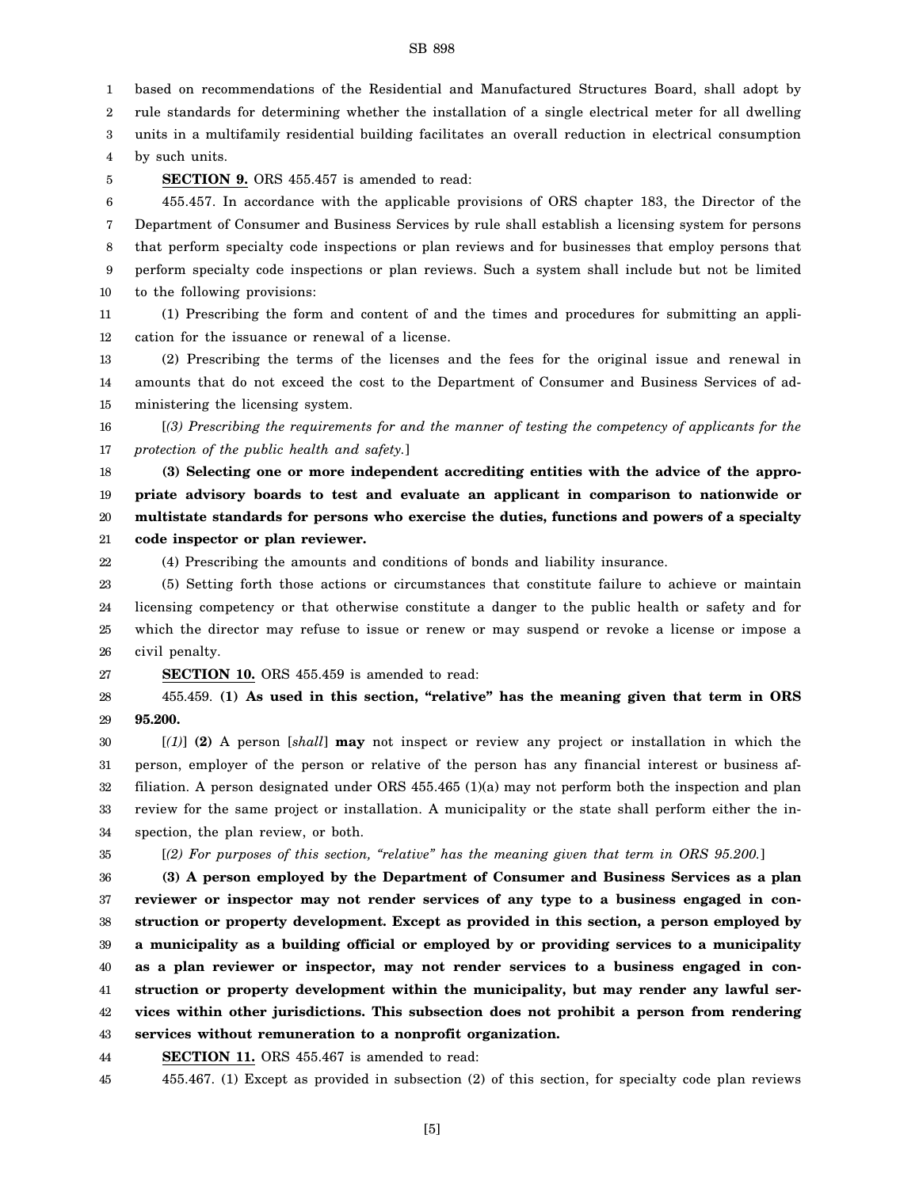based on recommendations of the Residential and Manufactured Structures Board, shall adopt by rule standards for determining whether the installation of a single electrical meter for all dwelling units in a multifamily residential building facilitates an overall reduction in electrical consumption by such units.

**SECTION 9.** ORS 455.457 is amended to read:

455.457. In accordance with the applicable provisions of ORS chapter 183, the Director of the Department of Consumer and Business Services by rule shall establish a licensing system for persons that perform specialty code inspections or plan reviews and for businesses that employ persons that perform specialty code inspections or plan reviews. Such a system shall include but not be limited to the following provisions:

(1) Prescribing the form and content of and the times and procedures for submitting an application for the issuance or renewal of a license.

(2) Prescribing the terms of the licenses and the fees for the original issue and renewal in amounts that do not exceed the cost to the Department of Consumer and Business Services of administering the licensing system.

[*(3) Prescribing the requirements for and the manner of testing the competency of applicants for the protection of the public health and safety.*]

**(3) Selecting one or more independent accrediting entities with the advice of the appropriate advisory boards to test and evaluate an applicant in comparison to nationwide or multistate standards for persons who exercise the duties, functions and powers of a specialty code inspector or plan reviewer.**

(4) Prescribing the amounts and conditions of bonds and liability insurance.

(5) Setting forth those actions or circumstances that constitute failure to achieve or maintain licensing competency or that otherwise constitute a danger to the public health or safety and for which the director may refuse to issue or renew or may suspend or revoke a license or impose a civil penalty.

**SECTION 10.** ORS 455.459 is amended to read:

455.459. **(1) As used in this section, "relative" has the meaning given that term in ORS 95.200.**

[*(1)*] **(2)** A person [*shall*] **may** not inspect or review any project or installation in which the person, employer of the person or relative of the person has any financial interest or business affiliation. A person designated under ORS 455.465 (1)(a) may not perform both the inspection and plan review for the same project or installation. A municipality or the state shall perform either the inspection, the plan review, or both.

[*(2) For purposes of this section, "relative" has the meaning given that term in ORS 95.200.*]

**(3) A person employed by the Department of Consumer and Business Services as a plan reviewer or inspector may not render services of any type to a business engaged in construction or property development. Except as provided in this section, a person employed by a municipality as a building official or employed by or providing services to a municipality as a plan reviewer or inspector, may not render services to a business engaged in construction or property development within the municipality, but may render any lawful services within other jurisdictions. This subsection does not prohibit a person from rendering services without remuneration to a nonprofit organization.**

**SECTION 11.** ORS 455.467 is amended to read:

455.467. (1) Except as provided in subsection (2) of this section, for specialty code plan reviews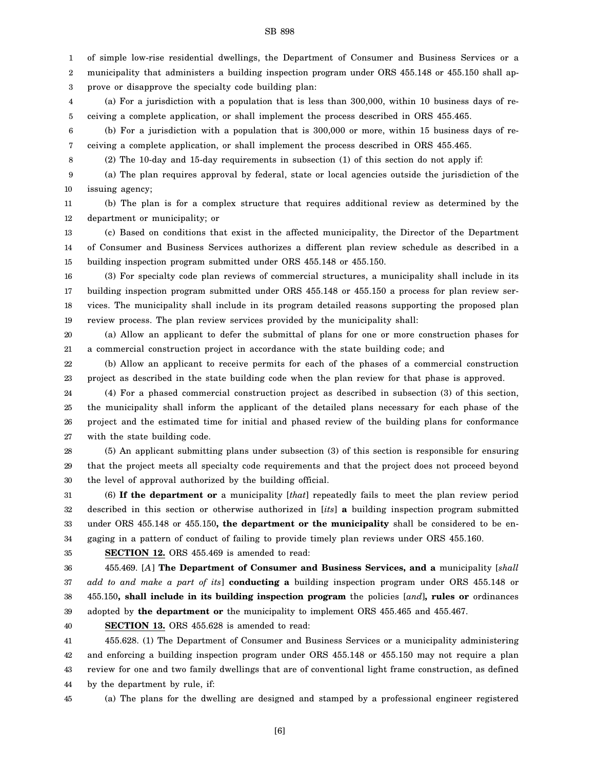of simple low-rise residential dwellings, the Department of Consumer and Business Services or a municipality that administers a building inspection program under ORS 455.148 or 455.150 shall approve or disapprove the specialty code building plan:

(a) For a jurisdiction with a population that is less than 300,000, within 10 business days of receiving a complete application, or shall implement the process described in ORS 455.465.

(b) For a jurisdiction with a population that is 300,000 or more, within 15 business days of receiving a complete application, or shall implement the process described in ORS 455.465.

(2) The 10-day and 15-day requirements in subsection (1) of this section do not apply if:

(a) The plan requires approval by federal, state or local agencies outside the jurisdiction of the issuing agency;

(b) The plan is for a complex structure that requires additional review as determined by the department or municipality; or

(c) Based on conditions that exist in the affected municipality, the Director of the Department of Consumer and Business Services authorizes a different plan review schedule as described in a building inspection program submitted under ORS 455.148 or 455.150.

(3) For specialty code plan reviews of commercial structures, a municipality shall include in its building inspection program submitted under ORS 455.148 or 455.150 a process for plan review services. The municipality shall include in its program detailed reasons supporting the proposed plan review process. The plan review services provided by the municipality shall:

(a) Allow an applicant to defer the submittal of plans for one or more construction phases for a commercial construction project in accordance with the state building code; and

(b) Allow an applicant to receive permits for each of the phases of a commercial construction project as described in the state building code when the plan review for that phase is approved.

(4) For a phased commercial construction project as described in subsection (3) of this section, the municipality shall inform the applicant of the detailed plans necessary for each phase of the project and the estimated time for initial and phased review of the building plans for conformance with the state building code.

(5) An applicant submitting plans under subsection (3) of this section is responsible for ensuring that the project meets all specialty code requirements and that the project does not proceed beyond the level of approval authorized by the building official.

(6) **If the department or** a municipality [*that*] repeatedly fails to meet the plan review period described in this section or otherwise authorized in [*its*] **a** building inspection program submitted under ORS 455.148 or 455.150**, the department or the municipality** shall be considered to be engaging in a pattern of conduct of failing to provide timely plan reviews under ORS 455.160.

**SECTION 12.** ORS 455.469 is amended to read:

455.469. [*A*] **The Department of Consumer and Business Services, and a** municipality [*shall add to and make a part of its*] **conducting a** building inspection program under ORS 455.148 or 455.150**, shall include in its building inspection program** the policies [*and*]**, rules or** ordinances adopted by **the department or** the municipality to implement ORS 455.465 and 455.467.

**SECTION 13.** ORS 455.628 is amended to read:

455.628. (1) The Department of Consumer and Business Services or a municipality administering and enforcing a building inspection program under ORS 455.148 or 455.150 may not require a plan review for one and two family dwellings that are of conventional light frame construction, as defined by the department by rule, if:

(a) The plans for the dwelling are designed and stamped by a professional engineer registered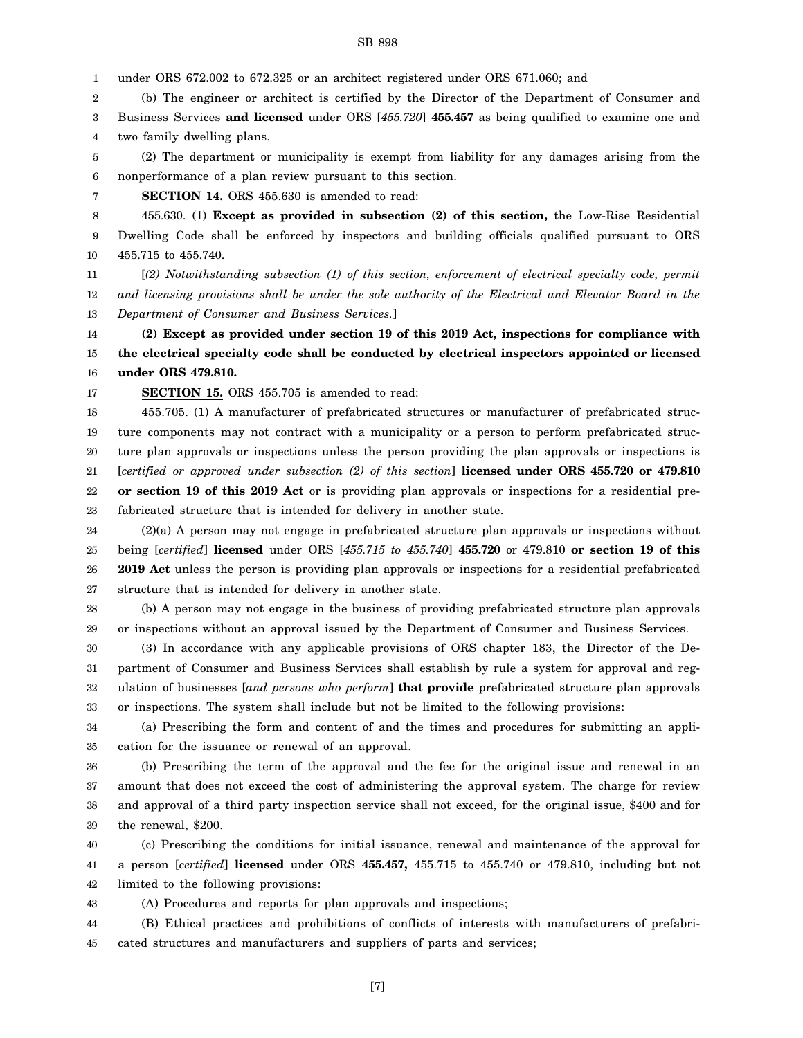under ORS 672.002 to 672.325 or an architect registered under ORS 671.060; and

(b) The engineer or architect is certified by the Director of the Department of Consumer and Business Services **and licensed** under ORS [*455.720*] **455.457** as being qualified to examine one and two family dwelling plans.

(2) The department or municipality is exempt from liability for any damages arising from the nonperformance of a plan review pursuant to this section.

**SECTION 14.** ORS 455.630 is amended to read:

455.630. (1) **Except as provided in subsection (2) of this section,** the Low-Rise Residential Dwelling Code shall be enforced by inspectors and building officials qualified pursuant to ORS 455.715 to 455.740.

[*(2) Notwithstanding subsection (1) of this section, enforcement of electrical specialty code, permit and licensing provisions shall be under the sole authority of the Electrical and Elevator Board in the Department of Consumer and Business Services.*]

**(2) Except as provided under section 19 of this 2019 Act, inspections for compliance with the electrical specialty code shall be conducted by electrical inspectors appointed or licensed under ORS 479.810.**

**SECTION 15.** ORS 455.705 is amended to read:

455.705. (1) A manufacturer of prefabricated structures or manufacturer of prefabricated structure components may not contract with a municipality or a person to perform prefabricated structure plan approvals or inspections unless the person providing the plan approvals or inspections is [*certified or approved under subsection (2) of this section*] **licensed under ORS 455.720 or 479.810 or section 19 of this 2019 Act** or is providing plan approvals or inspections for a residential prefabricated structure that is intended for delivery in another state.

(2)(a) A person may not engage in prefabricated structure plan approvals or inspections without being [*certified*] **licensed** under ORS [*455.715 to 455.740*] **455.720** or 479.810 **or section 19 of this 2019 Act** unless the person is providing plan approvals or inspections for a residential prefabricated structure that is intended for delivery in another state.

(b) A person may not engage in the business of providing prefabricated structure plan approvals or inspections without an approval issued by the Department of Consumer and Business Services.

(3) In accordance with any applicable provisions of ORS chapter 183, the Director of the Department of Consumer and Business Services shall establish by rule a system for approval and regulation of businesses [*and persons who perform*] **that provide** prefabricated structure plan approvals or inspections. The system shall include but not be limited to the following provisions:

(a) Prescribing the form and content of and the times and procedures for submitting an application for the issuance or renewal of an approval.

(b) Prescribing the term of the approval and the fee for the original issue and renewal in an amount that does not exceed the cost of administering the approval system. The charge for review and approval of a third party inspection service shall not exceed, for the original issue, $400 and for the renewal, $200.

(c) Prescribing the conditions for initial issuance, renewal and maintenance of the approval for a person [*certified*] **licensed** under ORS **455.457,** 455.715 to 455.740 or 479.810, including but not limited to the following provisions:

(A) Procedures and reports for plan approvals and inspections;

(B) Ethical practices and prohibitions of conflicts of interests with manufacturers of prefabricated structures and manufacturers and suppliers of parts and services;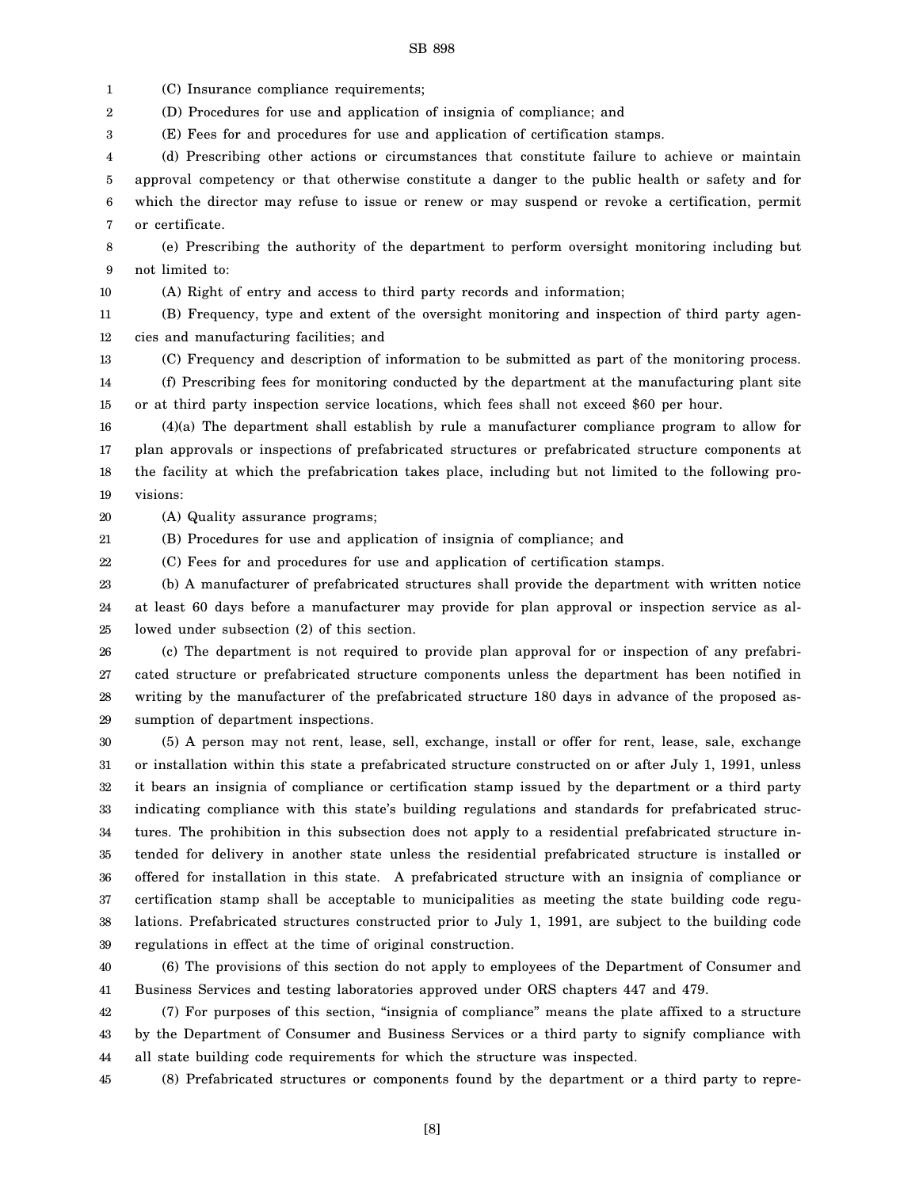(C) Insurance compliance requirements;

(D) Procedures for use and application of insignia of compliance; and

(E) Fees for and procedures for use and application of certification stamps.

(d) Prescribing other actions or circumstances that constitute failure to achieve or maintain approval competency or that otherwise constitute a danger to the public health or safety and for which the director may refuse to issue or renew or may suspend or revoke a certification, permit or certificate.

(e) Prescribing the authority of the department to perform oversight monitoring including but not limited to:

(A) Right of entry and access to third party records and information;

(B) Frequency, type and extent of the oversight monitoring and inspection of third party agencies and manufacturing facilities; and

(C) Frequency and description of information to be submitted as part of the monitoring process.

(f) Prescribing fees for monitoring conducted by the department at the manufacturing plant site or at third party inspection service locations, which fees shall not exceed $60 per hour.

(4)(a) The department shall establish by rule a manufacturer compliance program to allow for plan approvals or inspections of prefabricated structures or prefabricated structure components at the facility at which the prefabrication takes place, including but not limited to the following provisions:

(A) Quality assurance programs;

(B) Procedures for use and application of insignia of compliance; and

(C) Fees for and procedures for use and application of certification stamps.

(b) A manufacturer of prefabricated structures shall provide the department with written notice at least 60 days before a manufacturer may provide for plan approval or inspection service as allowed under subsection (2) of this section.

(c) The department is not required to provide plan approval for or inspection of any prefabricated structure or prefabricated structure components unless the department has been notified in writing by the manufacturer of the prefabricated structure 180 days in advance of the proposed assumption of department inspections.

(5) A person may not rent, lease, sell, exchange, install or offer for rent, lease, sale, exchange or installation within this state a prefabricated structure constructed on or after July 1, 1991, unless it bears an insignia of compliance or certification stamp issued by the department or a third party indicating compliance with this state's building regulations and standards for prefabricated structures. The prohibition in this subsection does not apply to a residential prefabricated structure intended for delivery in another state unless the residential prefabricated structure is installed or offered for installation in this state. A prefabricated structure with an insignia of compliance or certification stamp shall be acceptable to municipalities as meeting the state building code regulations. Prefabricated structures constructed prior to July 1, 1991, are subject to the building code regulations in effect at the time of original construction.

(6) The provisions of this section do not apply to employees of the Department of Consumer and Business Services and testing laboratories approved under ORS chapters 447 and 479.

(7) For purposes of this section, "insignia of compliance" means the plate affixed to a structure by the Department of Consumer and Business Services or a third party to signify compliance with all state building code requirements for which the structure was inspected.

(8) Prefabricated structures or components found by the department or a third party to repre-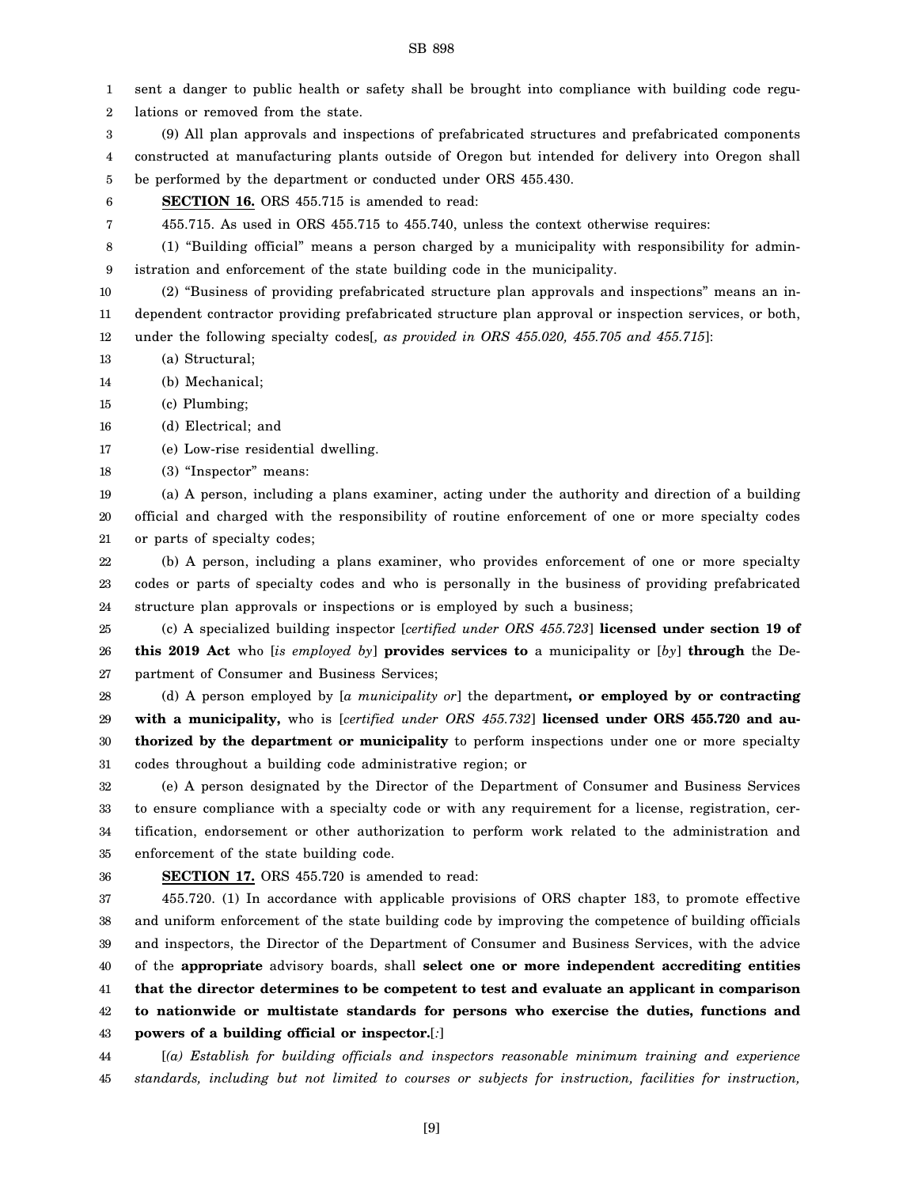sent a danger to public health or safety shall be brought into compliance with building code regulations or removed from the state.

(9) All plan approvals and inspections of prefabricated structures and prefabricated components constructed at manufacturing plants outside of Oregon but intended for delivery into Oregon shall be performed by the department or conducted under ORS 455.430.

**SECTION 16.** ORS 455.715 is amended to read:

455.715. As used in ORS 455.715 to 455.740, unless the context otherwise requires:

(1) "Building official" means a person charged by a municipality with responsibility for administration and enforcement of the state building code in the municipality.

(2) "Business of providing prefabricated structure plan approvals and inspections" means an independent contractor providing prefabricated structure plan approval or inspection services, or both, under the following specialty codes[*, as provided in ORS 455.020, 455.705 and 455.715*]:

(a) Structural;

(b) Mechanical;

(c) Plumbing;

(d) Electrical; and

(e) Low-rise residential dwelling.

(3) "Inspector" means:

(a) A person, including a plans examiner, acting under the authority and direction of a building official and charged with the responsibility of routine enforcement of one or more specialty codes or parts of specialty codes;

(b) A person, including a plans examiner, who provides enforcement of one or more specialty codes or parts of specialty codes and who is personally in the business of providing prefabricated structure plan approvals or inspections or is employed by such a business;

(c) A specialized building inspector [*certified under ORS 455.723*] **licensed under section 19 of this 2019 Act** who [*is employed by*] **provides services to** a municipality or [*by*] **through** the Department of Consumer and Business Services;

(d) A person employed by [*a municipality or*] the department**, or employed by or contracting with a municipality,** who is [*certified under ORS 455.732*] **licensed under ORS 455.720 and authorized by the department or municipality** to perform inspections under one or more specialty codes throughout a building code administrative region; or

(e) A person designated by the Director of the Department of Consumer and Business Services to ensure compliance with a specialty code or with any requirement for a license, registration, certification, endorsement or other authorization to perform work related to the administration and enforcement of the state building code.

**SECTION 17.** ORS 455.720 is amended to read:

455.720. (1) In accordance with applicable provisions of ORS chapter 183, to promote effective and uniform enforcement of the state building code by improving the competence of building officials and inspectors, the Director of the Department of Consumer and Business Services, with the advice of the **appropriate** advisory boards, shall **select one or more independent accrediting entities that the director determines to be competent to test and evaluate an applicant in comparison to nationwide or multistate standards for persons who exercise the duties, functions and powers of a building official or inspector.**[*:*]

[*(a) Establish for building officials and inspectors reasonable minimum training and experience standards, including but not limited to courses or subjects for instruction, facilities for instruction,*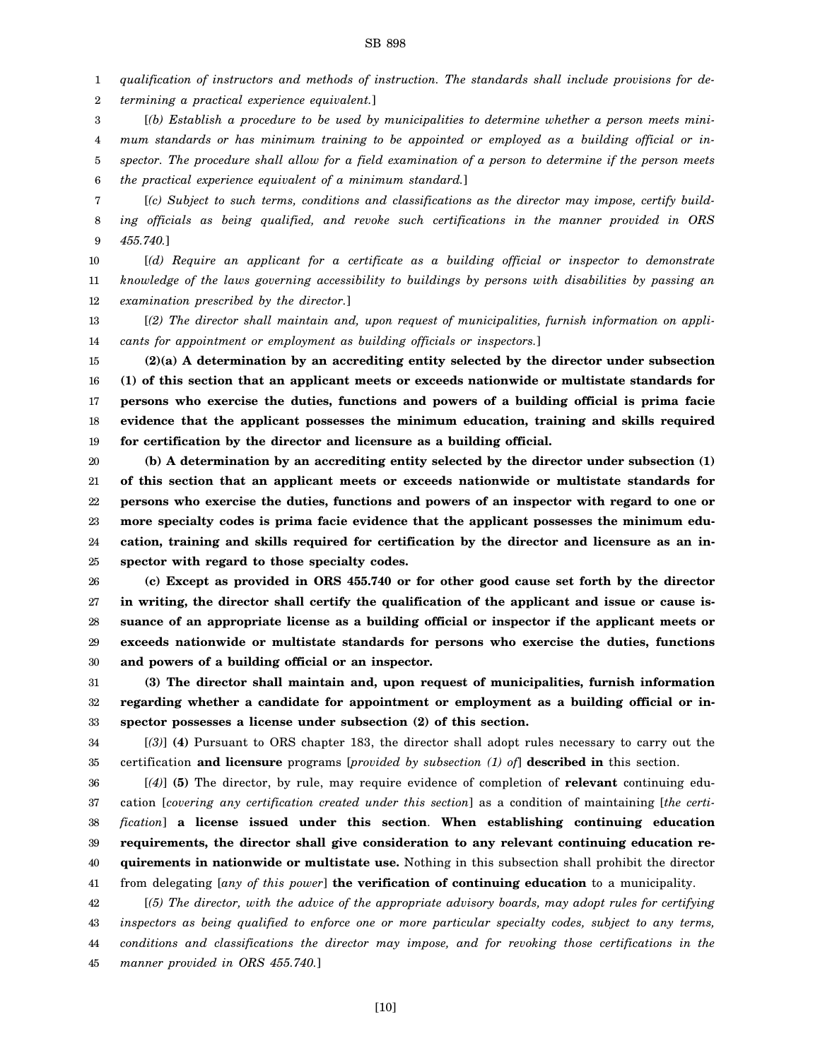*qualification of instructors and methods of instruction. The standards shall include provisions for determining a practical experience equivalent.*]

[*(b) Establish a procedure to be used by municipalities to determine whether a person meets minimum standards or has minimum training to be appointed or employed as a building official or inspector. The procedure shall allow for a field examination of a person to determine if the person meets the practical experience equivalent of a minimum standard.*]

[*(c) Subject to such terms, conditions and classifications as the director may impose, certify building officials as being qualified, and revoke such certifications in the manner provided in ORS 455.740.*]

[*(d) Require an applicant for a certificate as a building official or inspector to demonstrate knowledge of the laws governing accessibility to buildings by persons with disabilities by passing an examination prescribed by the director.*]

[*(2) The director shall maintain and, upon request of municipalities, furnish information on applicants for appointment or employment as building officials or inspectors.*]

**(2)(a) A determination by an accrediting entity selected by the director under subsection (1) of this section that an applicant meets or exceeds nationwide or multistate standards for persons who exercise the duties, functions and powers of a building official is prima facie evidence that the applicant possesses the minimum education, training and skills required for certification by the director and licensure as a building official.**

**(b) A determination by an accrediting entity selected by the director under subsection (1) of this section that an applicant meets or exceeds nationwide or multistate standards for persons who exercise the duties, functions and powers of an inspector with regard to one or more specialty codes is prima facie evidence that the applicant possesses the minimum education, training and skills required for certification by the director and licensure as an inspector with regard to those specialty codes.**

**(c) Except as provided in ORS 455.740 or for other good cause set forth by the director in writing, the director shall certify the qualification of the applicant and issue or cause issuance of an appropriate license as a building official or inspector if the applicant meets or exceeds nationwide or multistate standards for persons who exercise the duties, functions and powers of a building official or an inspector.**

**(3) The director shall maintain and, upon request of municipalities, furnish information regarding whether a candidate for appointment or employment as a building official or inspector possesses a license under subsection (2) of this section.**

[*(3)*] **(4)** Pursuant to ORS chapter 183, the director shall adopt rules necessary to carry out the certification **and licensure** programs [*provided by subsection (1) of*] **described in** this section.

[*(4)*] **(5)** The director, by rule, may require evidence of completion of **relevant** continuing education [*covering any certification created under this section*] as a condition of maintaining [*the certification*] **a license issued under this section**. **When establishing continuing education requirements, the director shall give consideration to any relevant continuing education requirements in nationwide or multistate use.** Nothing in this subsection shall prohibit the director from delegating [*any of this power*] **the verification of continuing education** to a municipality.

[*(5) The director, with the advice of the appropriate advisory boards, may adopt rules for certifying inspectors as being qualified to enforce one or more particular specialty codes, subject to any terms, conditions and classifications the director may impose, and for revoking those certifications in the manner provided in ORS 455.740.*]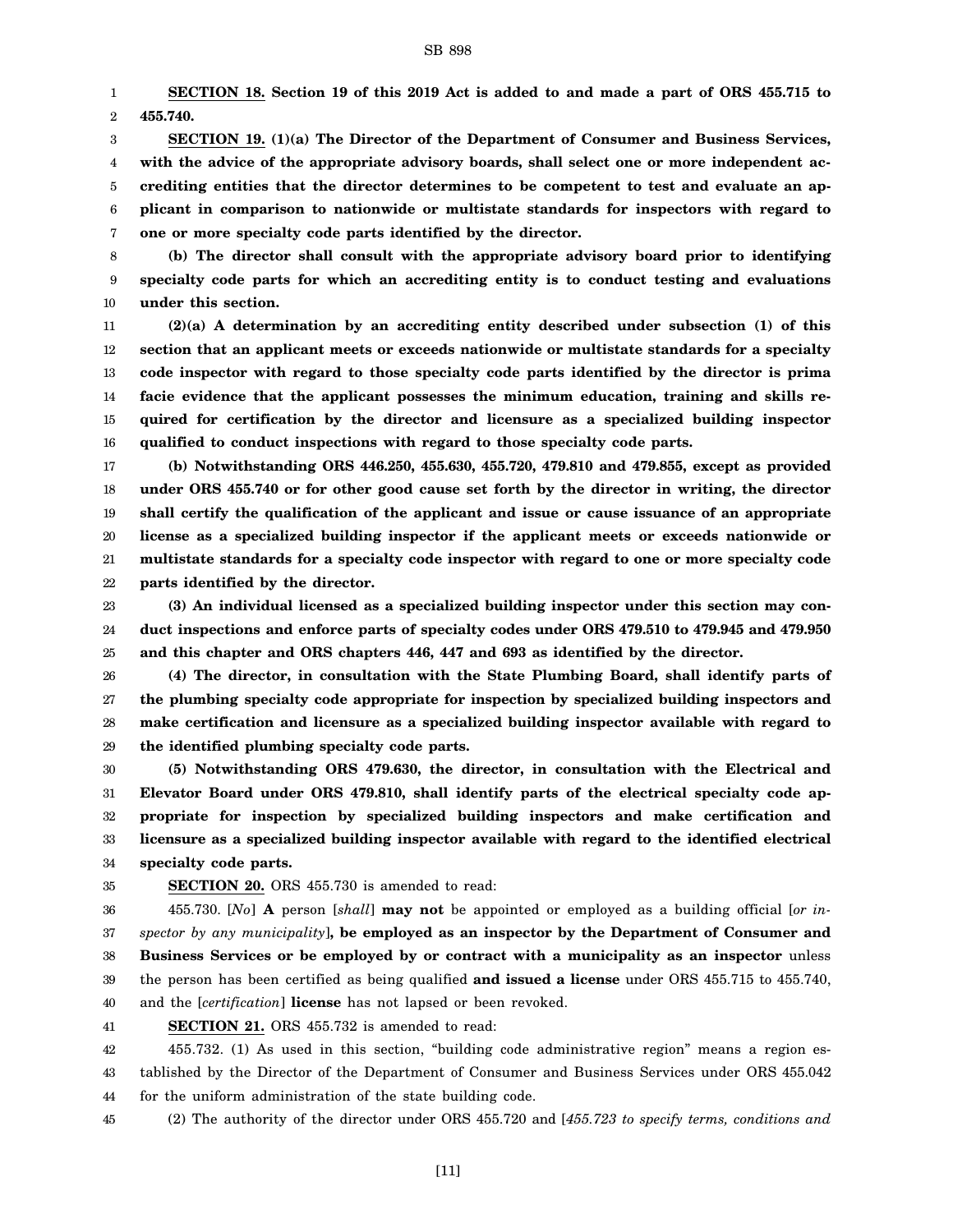**SECTION 18. Section 19 of this 2019 Act is added to and made a part of ORS 455.715 to 455.740.**

**SECTION 19. (1)(a) The Director of the Department of Consumer and Business Services, with the advice of the appropriate advisory boards, shall select one or more independent accrediting entities that the director determines to be competent to test and evaluate an applicant in comparison to nationwide or multistate standards for inspectors with regard to one or more specialty code parts identified by the director.**

**(b) The director shall consult with the appropriate advisory board prior to identifying specialty code parts for which an accrediting entity is to conduct testing and evaluations under this section.**

**(2)(a) A determination by an accrediting entity described under subsection (1) of this section that an applicant meets or exceeds nationwide or multistate standards for a specialty code inspector with regard to those specialty code parts identified by the director is prima facie evidence that the applicant possesses the minimum education, training and skills required for certification by the director and licensure as a specialized building inspector qualified to conduct inspections with regard to those specialty code parts.**

**(b) Notwithstanding ORS 446.250, 455.630, 455.720, 479.810 and 479.855, except as provided under ORS 455.740 or for other good cause set forth by the director in writing, the director shall certify the qualification of the applicant and issue or cause issuance of an appropriate license as a specialized building inspector if the applicant meets or exceeds nationwide or multistate standards for a specialty code inspector with regard to one or more specialty code parts identified by the director.**

**(3) An individual licensed as a specialized building inspector under this section may conduct inspections and enforce parts of specialty codes under ORS 479.510 to 479.945 and 479.950 and this chapter and ORS chapters 446, 447 and 693 as identified by the director.**

**(4) The director, in consultation with the State Plumbing Board, shall identify parts of the plumbing specialty code appropriate for inspection by specialized building inspectors and make certification and licensure as a specialized building inspector available with regard to the identified plumbing specialty code parts.**

**(5) Notwithstanding ORS 479.630, the director, in consultation with the Electrical and Elevator Board under ORS 479.810, shall identify parts of the electrical specialty code appropriate for inspection by specialized building inspectors and make certification and licensure as a specialized building inspector available with regard to the identified electrical specialty code parts.**

**SECTION 20.** ORS 455.730 is amended to read:

455.730. [*No*] **A** person [*shall*] **may not** be appointed or employed as a building official [*or inspector by any municipality*]**, be employed as an inspector by the Department of Consumer and Business Services or be employed by or contract with a municipality as an inspector** unless the person has been certified as being qualified **and issued a license** under ORS 455.715 to 455.740, and the [*certification*] **license** has not lapsed or been revoked.

**SECTION 21.** ORS 455.732 is amended to read:

455.732. (1) As used in this section, "building code administrative region" means a region established by the Director of the Department of Consumer and Business Services under ORS 455.042 for the uniform administration of the state building code.

(2) The authority of the director under ORS 455.720 and [*455.723 to specify terms, conditions and*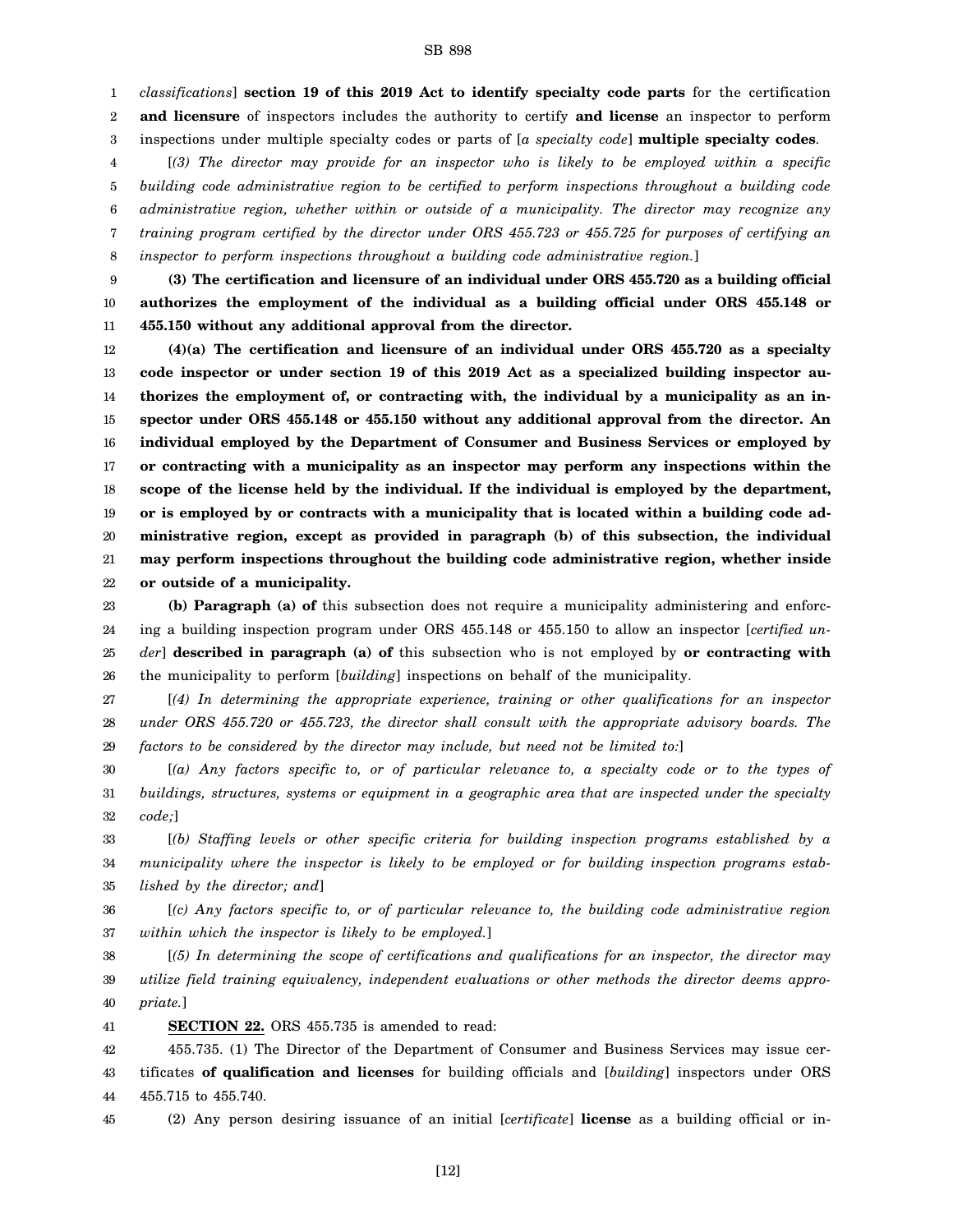*classifications*] **section 19 of this 2019 Act to identify specialty code parts** for the certification **and licensure** of inspectors includes the authority to certify **and license** an inspector to perform inspections under multiple specialty codes or parts of [*a specialty code*] **multiple specialty codes**.

[*(3) The director may provide for an inspector who is likely to be employed within a specific building code administrative region to be certified to perform inspections throughout a building code administrative region, whether within or outside of a municipality. The director may recognize any training program certified by the director under ORS 455.723 or 455.725 for purposes of certifying an inspector to perform inspections throughout a building code administrative region.*]

**(3) The certification and licensure of an individual under ORS 455.720 as a building official authorizes the employment of the individual as a building official under ORS 455.148 or 455.150 without any additional approval from the director.**

**(4)(a) The certification and licensure of an individual under ORS 455.720 as a specialty code inspector or under section 19 of this 2019 Act as a specialized building inspector authorizes the employment of, or contracting with, the individual by a municipality as an inspector under ORS 455.148 or 455.150 without any additional approval from the director. An individual employed by the Department of Consumer and Business Services or employed by or contracting with a municipality as an inspector may perform any inspections within the scope of the license held by the individual. If the individual is employed by the department, or is employed by or contracts with a municipality that is located within a building code administrative region, except as provided in paragraph (b) of this subsection, the individual may perform inspections throughout the building code administrative region, whether inside or outside of a municipality.**

**(b) Paragraph (a) of** this subsection does not require a municipality administering and enforcing a building inspection program under ORS 455.148 or 455.150 to allow an inspector [*certified under*] **described in paragraph (a) of** this subsection who is not employed by **or contracting with** the municipality to perform [*building*] inspections on behalf of the municipality.

[*(4) In determining the appropriate experience, training or other qualifications for an inspector under ORS 455.720 or 455.723, the director shall consult with the appropriate advisory boards. The factors to be considered by the director may include, but need not be limited to:*]

[*(a) Any factors specific to, or of particular relevance to, a specialty code or to the types of buildings, structures, systems or equipment in a geographic area that are inspected under the specialty code;*]

[*(b) Staffing levels or other specific criteria for building inspection programs established by a municipality where the inspector is likely to be employed or for building inspection programs established by the director; and*]

[*(c) Any factors specific to, or of particular relevance to, the building code administrative region within which the inspector is likely to be employed.*]

[*(5) In determining the scope of certifications and qualifications for an inspector, the director may utilize field training equivalency, independent evaluations or other methods the director deems appropriate.*]

**SECTION 22.** ORS 455.735 is amended to read:

455.735. (1) The Director of the Department of Consumer and Business Services may issue certificates **of qualification and licenses** for building officials and [*building*] inspectors under ORS 455.715 to 455.740.

(2) Any person desiring issuance of an initial [*certificate*] **license** as a building official or in-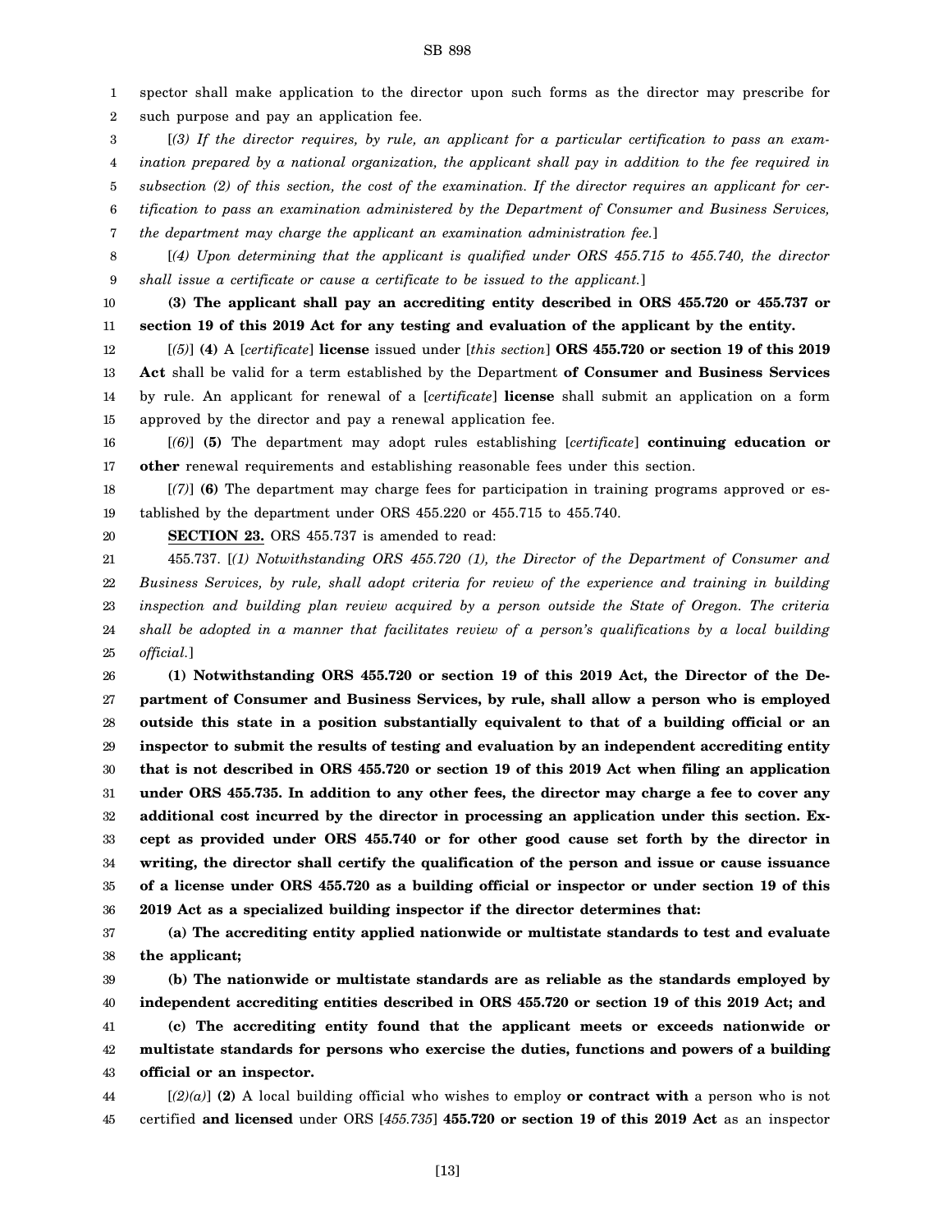spector shall make application to the director upon such forms as the director may prescribe for such purpose and pay an application fee.

[*(3) If the director requires, by rule, an applicant for a particular certification to pass an examination prepared by a national organization, the applicant shall pay in addition to the fee required in subsection (2) of this section, the cost of the examination. If the director requires an applicant for certification to pass an examination administered by the Department of Consumer and Business Services, the department may charge the applicant an examination administration fee.*]

[*(4) Upon determining that the applicant is qualified under ORS 455.715 to 455.740, the director shall issue a certificate or cause a certificate to be issued to the applicant.*]

**(3) The applicant shall pay an accrediting entity described in ORS 455.720 or 455.737 or section 19 of this 2019 Act for any testing and evaluation of the applicant by the entity.**

[*(5)*] **(4)** A [*certificate*] **license** issued under [*this section*] **ORS 455.720 or section 19 of this 2019 Act** shall be valid for a term established by the Department **of Consumer and Business Services** by rule. An applicant for renewal of a [*certificate*] **license** shall submit an application on a form approved by the director and pay a renewal application fee.

[*(6)*] **(5)** The department may adopt rules establishing [*certificate*] **continuing education or other** renewal requirements and establishing reasonable fees under this section.

[*(7)*] **(6)** The department may charge fees for participation in training programs approved or established by the department under ORS 455.220 or 455.715 to 455.740.

**SECTION 23.** ORS 455.737 is amended to read:

455.737. [*(1) Notwithstanding ORS 455.720 (1), the Director of the Department of Consumer and Business Services, by rule, shall adopt criteria for review of the experience and training in building inspection and building plan review acquired by a person outside the State of Oregon. The criteria shall be adopted in a manner that facilitates review of a person's qualifications by a local building official.*]

**(1) Notwithstanding ORS 455.720 or section 19 of this 2019 Act, the Director of the Department of Consumer and Business Services, by rule, shall allow a person who is employed outside this state in a position substantially equivalent to that of a building official or an inspector to submit the results of testing and evaluation by an independent accrediting entity that is not described in ORS 455.720 or section 19 of this 2019 Act when filing an application under ORS 455.735. In addition to any other fees, the director may charge a fee to cover any additional cost incurred by the director in processing an application under this section. Except as provided under ORS 455.740 or for other good cause set forth by the director in writing, the director shall certify the qualification of the person and issue or cause issuance of a license under ORS 455.720 as a building official or inspector or under section 19 of this 2019 Act as a specialized building inspector if the director determines that:**

**(a) The accrediting entity applied nationwide or multistate standards to test and evaluate the applicant;**

**(b) The nationwide or multistate standards are as reliable as the standards employed by independent accrediting entities described in ORS 455.720 or section 19 of this 2019 Act; and**

**(c) The accrediting entity found that the applicant meets or exceeds nationwide or multistate standards for persons who exercise the duties, functions and powers of a building official or an inspector.**

[*(2)(a)*] **(2)** A local building official who wishes to employ **or contract with** a person who is not certified **and licensed** under ORS [*455.735*] **455.720 or section 19 of this 2019 Act** as an inspector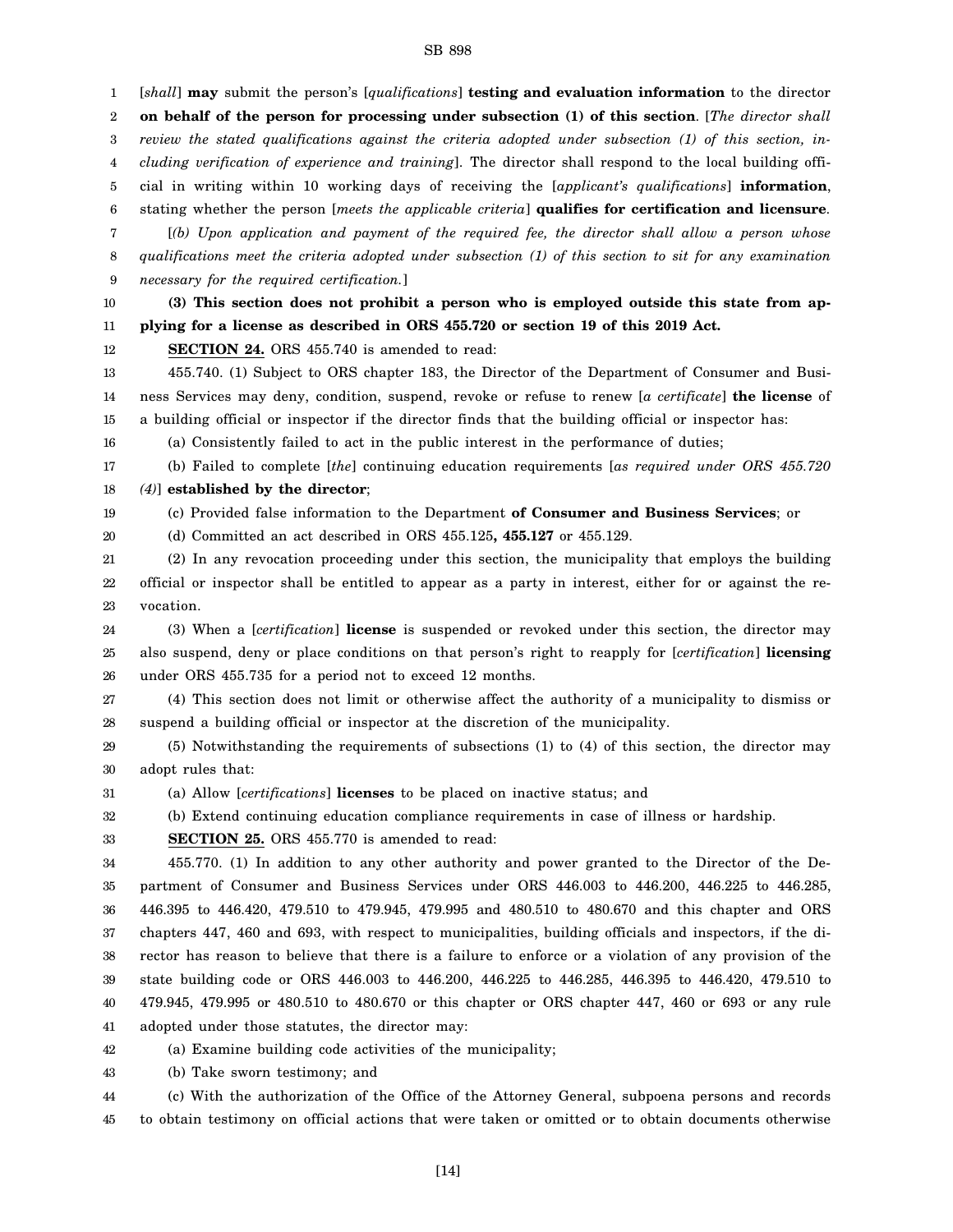[*shall*] **may** submit the person's [*qualifications*] **testing and evaluation information** to the director **on behalf of the person for processing under subsection (1) of this section**. [*The director shall review the stated qualifications against the criteria adopted under subsection (1) of this section, including verification of experience and training*]. The director shall respond to the local building official in writing within 10 working days of receiving the [*applicant's qualifications*] **information**, stating whether the person [*meets the applicable criteria*] **qualifies for certification and licensure**.

[*(b) Upon application and payment of the required fee, the director shall allow a person whose qualifications meet the criteria adopted under subsection (1) of this section to sit for any examination necessary for the required certification.*]

**(3) This section does not prohibit a person who is employed outside this state from applying for a license as described in ORS 455.720 or section 19 of this 2019 Act.**

**SECTION 24.** ORS 455.740 is amended to read:

455.740. (1) Subject to ORS chapter 183, the Director of the Department of Consumer and Business Services may deny, condition, suspend, revoke or refuse to renew [*a certificate*] **the license** of a building official or inspector if the director finds that the building official or inspector has:

(a) Consistently failed to act in the public interest in the performance of duties;

(b) Failed to complete [*the*] continuing education requirements [*as required under ORS 455.720 (4)*] **established by the director**;

(c) Provided false information to the Department **of Consumer and Business Services**; or

(d) Committed an act described in ORS 455.125**, 455.127** or 455.129.

(2) In any revocation proceeding under this section, the municipality that employs the building official or inspector shall be entitled to appear as a party in interest, either for or against the revocation.

(3) When a [*certification*] **license** is suspended or revoked under this section, the director may also suspend, deny or place conditions on that person's right to reapply for [*certification*] **licensing** under ORS 455.735 for a period not to exceed 12 months.

(4) This section does not limit or otherwise affect the authority of a municipality to dismiss or suspend a building official or inspector at the discretion of the municipality.

(5) Notwithstanding the requirements of subsections (1) to (4) of this section, the director may adopt rules that:

(a) Allow [*certifications*] **licenses** to be placed on inactive status; and

(b) Extend continuing education compliance requirements in case of illness or hardship.

**SECTION 25.** ORS 455.770 is amended to read:

455.770. (1) In addition to any other authority and power granted to the Director of the Department of Consumer and Business Services under ORS 446.003 to 446.200, 446.225 to 446.285, 446.395 to 446.420, 479.510 to 479.945, 479.995 and 480.510 to 480.670 and this chapter and ORS chapters 447, 460 and 693, with respect to municipalities, building officials and inspectors, if the director has reason to believe that there is a failure to enforce or a violation of any provision of the state building code or ORS 446.003 to 446.200, 446.225 to 446.285, 446.395 to 446.420, 479.510 to 479.945, 479.995 or 480.510 to 480.670 or this chapter or ORS chapter 447, 460 or 693 or any rule adopted under those statutes, the director may:

(a) Examine building code activities of the municipality;

(b) Take sworn testimony; and

(c) With the authorization of the Office of the Attorney General, subpoena persons and records to obtain testimony on official actions that were taken or omitted or to obtain documents otherwise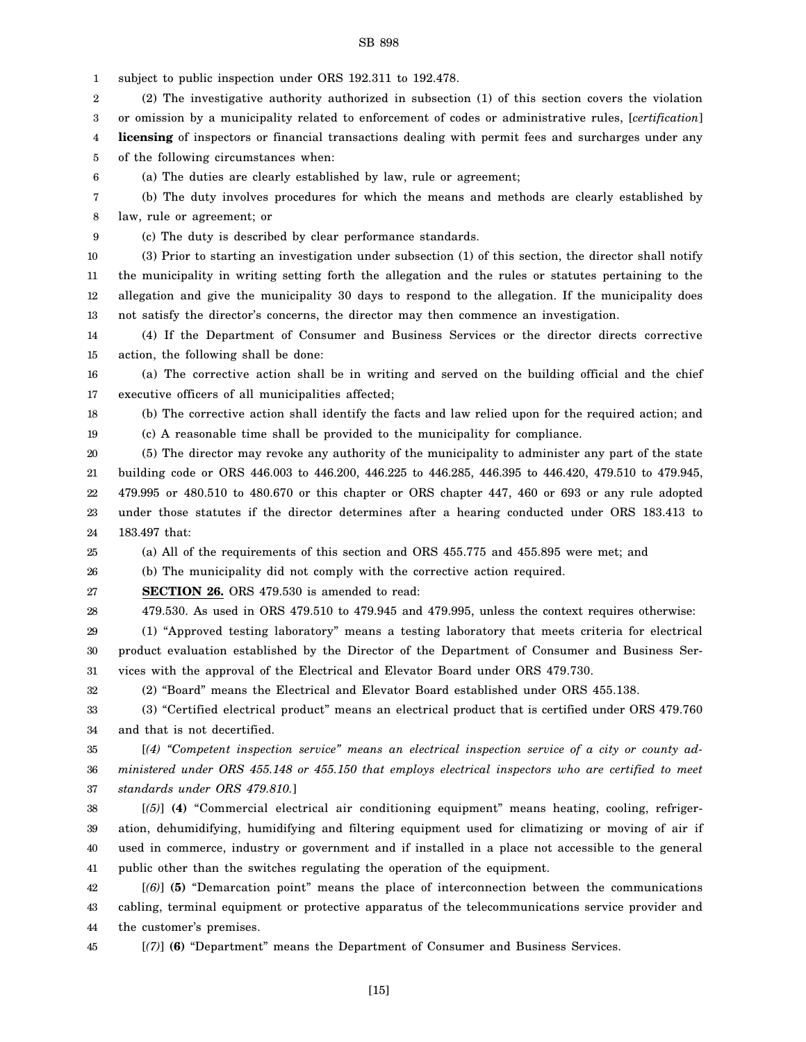subject to public inspection under ORS 192.311 to 192.478.

(2) The investigative authority authorized in subsection (1) of this section covers the violation or omission by a municipality related to enforcement of codes or administrative rules, [*certification*] **licensing** of inspectors or financial transactions dealing with permit fees and surcharges under any of the following circumstances when:

(a) The duties are clearly established by law, rule or agreement;

(b) The duty involves procedures for which the means and methods are clearly established by law, rule or agreement; or

(c) The duty is described by clear performance standards.

(3) Prior to starting an investigation under subsection (1) of this section, the director shall notify the municipality in writing setting forth the allegation and the rules or statutes pertaining to the allegation and give the municipality 30 days to respond to the allegation. If the municipality does not satisfy the director's concerns, the director may then commence an investigation.

(4) If the Department of Consumer and Business Services or the director directs corrective action, the following shall be done:

(a) The corrective action shall be in writing and served on the building official and the chief executive officers of all municipalities affected;

(b) The corrective action shall identify the facts and law relied upon for the required action; and

(c) A reasonable time shall be provided to the municipality for compliance.

(5) The director may revoke any authority of the municipality to administer any part of the state building code or ORS 446.003 to 446.200, 446.225 to 446.285, 446.395 to 446.420, 479.510 to 479.945, 479.995 or 480.510 to 480.670 or this chapter or ORS chapter 447, 460 or 693 or any rule adopted under those statutes if the director determines after a hearing conducted under ORS 183.413 to 183.497 that:

(a) All of the requirements of this section and ORS 455.775 and 455.895 were met; and

(b) The municipality did not comply with the corrective action required.

**SECTION 26.** ORS 479.530 is amended to read:

479.530. As used in ORS 479.510 to 479.945 and 479.995, unless the context requires otherwise:

(1) "Approved testing laboratory" means a testing laboratory that meets criteria for electrical product evaluation established by the Director of the Department of Consumer and Business Services with the approval of the Electrical and Elevator Board under ORS 479.730.

(2) "Board" means the Electrical and Elevator Board established under ORS 455.138.

(3) "Certified electrical product" means an electrical product that is certified under ORS 479.760 and that is not decertified.

[*(4) "Competent inspection service" means an electrical inspection service of a city or county administered under ORS 455.148 or 455.150 that employs electrical inspectors who are certified to meet standards under ORS 479.810.*]

[*(5)*] **(4)** "Commercial electrical air conditioning equipment" means heating, cooling, refrigeration, dehumidifying, humidifying and filtering equipment used for climatizing or moving of air if used in commerce, industry or government and if installed in a place not accessible to the general public other than the switches regulating the operation of the equipment.

[*(6)*] **(5)** "Demarcation point" means the place of interconnection between the communications cabling, terminal equipment or protective apparatus of the telecommunications service provider and the customer's premises.

[*(7)*] **(6)** "Department" means the Department of Consumer and Business Services.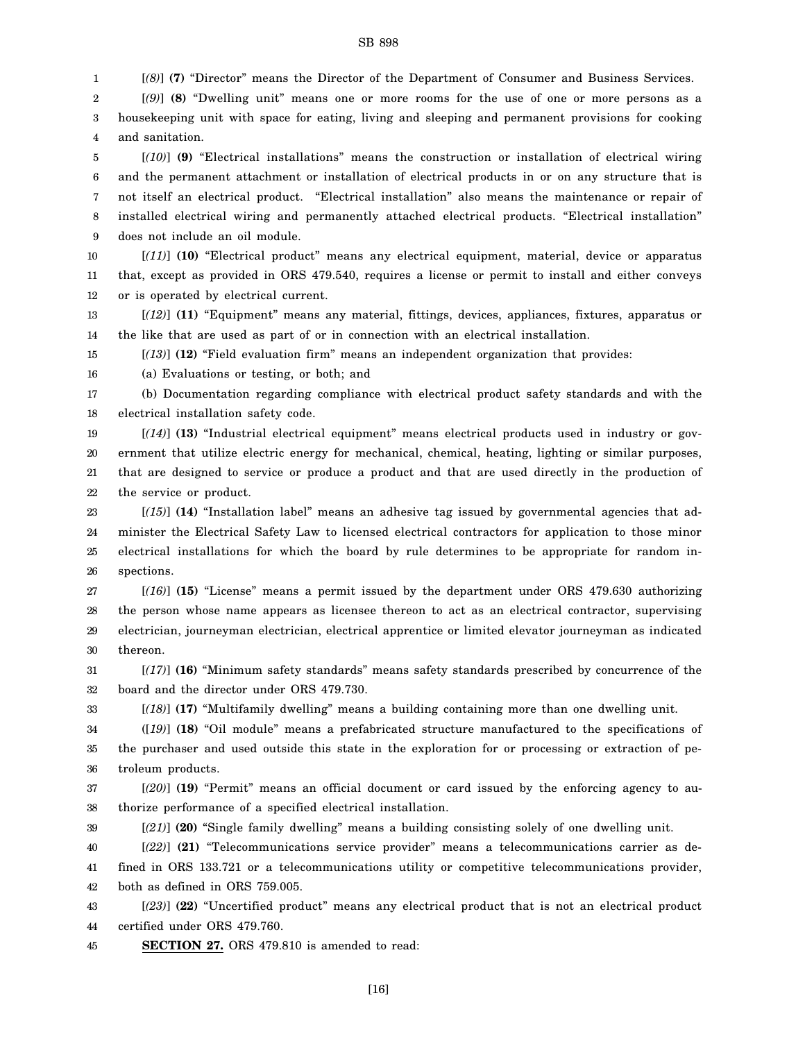[*(8)*] **(7)** "Director" means the Director of the Department of Consumer and Business Services.

[*(9)*] **(8)** "Dwelling unit" means one or more rooms for the use of one or more persons as a housekeeping unit with space for eating, living and sleeping and permanent provisions for cooking and sanitation.

[*(10)*] **(9)** "Electrical installations" means the construction or installation of electrical wiring and the permanent attachment or installation of electrical products in or on any structure that is not itself an electrical product. "Electrical installation" also means the maintenance or repair of installed electrical wiring and permanently attached electrical products. "Electrical installation" does not include an oil module.

[*(11)*] **(10)** "Electrical product" means any electrical equipment, material, device or apparatus that, except as provided in ORS 479.540, requires a license or permit to install and either conveys or is operated by electrical current.

[*(12)*] **(11)** "Equipment" means any material, fittings, devices, appliances, fixtures, apparatus or the like that are used as part of or in connection with an electrical installation.

[*(13)*] **(12)** "Field evaluation firm" means an independent organization that provides:

(a) Evaluations or testing, or both; and

(b) Documentation regarding compliance with electrical product safety standards and with the electrical installation safety code.

[*(14)*] **(13)** "Industrial electrical equipment" means electrical products used in industry or government that utilize electric energy for mechanical, chemical, heating, lighting or similar purposes, that are designed to service or produce a product and that are used directly in the production of the service or product.

[*(15)*] **(14)** "Installation label" means an adhesive tag issued by governmental agencies that administer the Electrical Safety Law to licensed electrical contractors for application to those minor electrical installations for which the board by rule determines to be appropriate for random inspections.

[*(16)*] **(15)** "License" means a permit issued by the department under ORS 479.630 authorizing the person whose name appears as licensee thereon to act as an electrical contractor, supervising electrician, journeyman electrician, electrical apprentice or limited elevator journeyman as indicated thereon.

[*(17)*] **(16)** "Minimum safety standards" means safety standards prescribed by concurrence of the board and the director under ORS 479.730.

[*(18)*] **(17)** "Multifamily dwelling" means a building containing more than one dwelling unit.

([*19)*] **(18)** "Oil module" means a prefabricated structure manufactured to the specifications of the purchaser and used outside this state in the exploration for or processing or extraction of petroleum products.

[*(20)*] **(19)** "Permit" means an official document or card issued by the enforcing agency to authorize performance of a specified electrical installation.

[*(21)*] **(20)** "Single family dwelling" means a building consisting solely of one dwelling unit.

[*(22)*] **(21)** "Telecommunications service provider" means a telecommunications carrier as defined in ORS 133.721 or a telecommunications utility or competitive telecommunications provider, both as defined in ORS 759.005.

[*(23)*] **(22)** "Uncertified product" means any electrical product that is not an electrical product certified under ORS 479.760.

**SECTION 27.** ORS 479.810 is amended to read: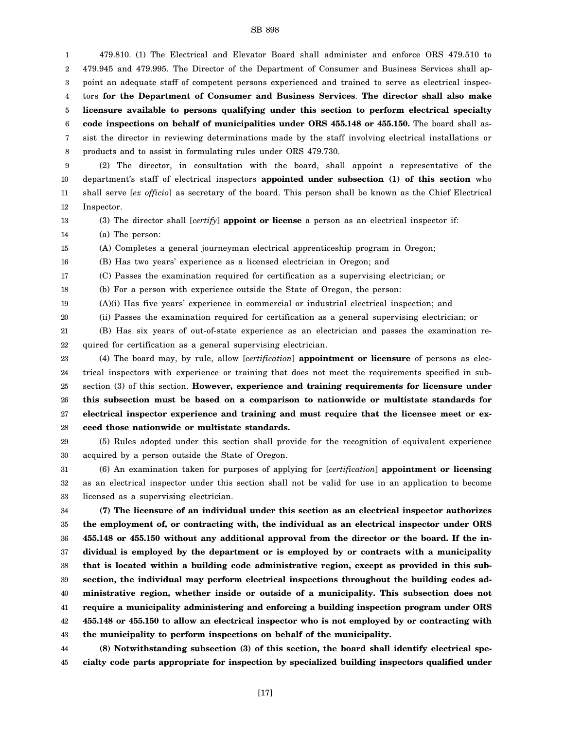479.810. (1) The Electrical and Elevator Board shall administer and enforce ORS 479.510 to 479.945 and 479.995. The Director of the Department of Consumer and Business Services shall appoint an adequate staff of competent persons experienced and trained to serve as electrical inspectors **for the Department of Consumer and Business Services**. **The director shall also make licensure available to persons qualifying under this section to perform electrical specialty code inspections on behalf of municipalities under ORS 455.148 or 455.150.** The board shall assist the director in reviewing determinations made by the staff involving electrical installations or products and to assist in formulating rules under ORS 479.730.

(2) The director, in consultation with the board, shall appoint a representative of the department's staff of electrical inspectors **appointed under subsection (1) of this section** who shall serve [*ex officio*] as secretary of the board. This person shall be known as the Chief Electrical Inspector.

(3) The director shall [*certify*] **appoint or license** a person as an electrical inspector if:

(a) The person:

(A) Completes a general journeyman electrical apprenticeship program in Oregon;

(B) Has two years' experience as a licensed electrician in Oregon; and

(C) Passes the examination required for certification as a supervising electrician; or

(b) For a person with experience outside the State of Oregon, the person:

(A)(i) Has five years' experience in commercial or industrial electrical inspection; and

(ii) Passes the examination required for certification as a general supervising electrician; or

(B) Has six years of out-of-state experience as an electrician and passes the examination required for certification as a general supervising electrician.

(4) The board may, by rule, allow [*certification*] **appointment or licensure** of persons as electrical inspectors with experience or training that does not meet the requirements specified in subsection (3) of this section. **However, experience and training requirements for licensure under this subsection must be based on a comparison to nationwide or multistate standards for electrical inspector experience and training and must require that the licensee meet or exceed those nationwide or multistate standards.**

(5) Rules adopted under this section shall provide for the recognition of equivalent experience acquired by a person outside the State of Oregon.

(6) An examination taken for purposes of applying for [*certification*] **appointment or licensing** as an electrical inspector under this section shall not be valid for use in an application to become licensed as a supervising electrician.

**(7) The licensure of an individual under this section as an electrical inspector authorizes the employment of, or contracting with, the individual as an electrical inspector under ORS 455.148 or 455.150 without any additional approval from the director or the board. If the individual is employed by the department or is employed by or contracts with a municipality that is located within a building code administrative region, except as provided in this subsection, the individual may perform electrical inspections throughout the building codes administrative region, whether inside or outside of a municipality. This subsection does not require a municipality administering and enforcing a building inspection program under ORS 455.148 or 455.150 to allow an electrical inspector who is not employed by or contracting with the municipality to perform inspections on behalf of the municipality.**

**(8) Notwithstanding subsection (3) of this section, the board shall identify electrical specialty code parts appropriate for inspection by specialized building inspectors qualified under**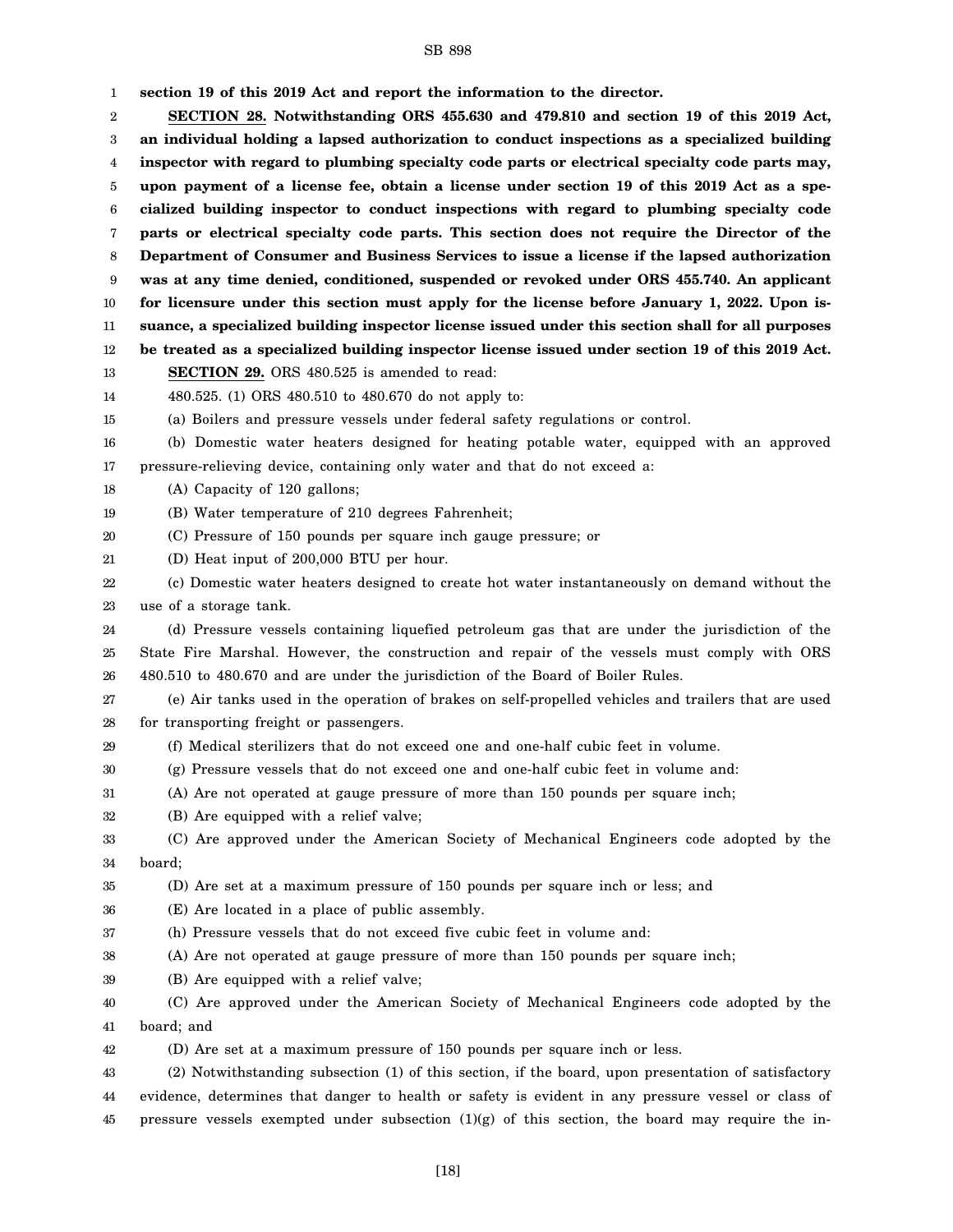**section 19 of this 2019 Act and report the information to the director.**

**SECTION 28. Notwithstanding ORS 455.630 and 479.810 and section 19 of this 2019 Act, an individual holding a lapsed authorization to conduct inspections as a specialized building inspector with regard to plumbing specialty code parts or electrical specialty code parts may, upon payment of a license fee, obtain a license under section 19 of this 2019 Act as a specialized building inspector to conduct inspections with regard to plumbing specialty code parts or electrical specialty code parts. This section does not require the Director of the Department of Consumer and Business Services to issue a license if the lapsed authorization was at any time denied, conditioned, suspended or revoked under ORS 455.740. An applicant for licensure under this section must apply for the license before January 1, 2022. Upon issuance, a specialized building inspector license issued under this section shall for all purposes be treated as a specialized building inspector license issued under section 19 of this 2019 Act.**

**SECTION 29.** ORS 480.525 is amended to read:

480.525. (1) ORS 480.510 to 480.670 do not apply to:

(a) Boilers and pressure vessels under federal safety regulations or control.

(b) Domestic water heaters designed for heating potable water, equipped with an approved pressure-relieving device, containing only water and that do not exceed a:

(A) Capacity of 120 gallons;

(B) Water temperature of 210 degrees Fahrenheit;

(C) Pressure of 150 pounds per square inch gauge pressure; or

(D) Heat input of 200,000 BTU per hour.

(c) Domestic water heaters designed to create hot water instantaneously on demand without the use of a storage tank.

(d) Pressure vessels containing liquefied petroleum gas that are under the jurisdiction of the State Fire Marshal. However, the construction and repair of the vessels must comply with ORS 480.510 to 480.670 and are under the jurisdiction of the Board of Boiler Rules.

(e) Air tanks used in the operation of brakes on self-propelled vehicles and trailers that are used for transporting freight or passengers.

(f) Medical sterilizers that do not exceed one and one-half cubic feet in volume.

(g) Pressure vessels that do not exceed one and one-half cubic feet in volume and:

(A) Are not operated at gauge pressure of more than 150 pounds per square inch;

(B) Are equipped with a relief valve;

(C) Are approved under the American Society of Mechanical Engineers code adopted by the board;

(D) Are set at a maximum pressure of 150 pounds per square inch or less; and

(E) Are located in a place of public assembly.

(h) Pressure vessels that do not exceed five cubic feet in volume and:

(A) Are not operated at gauge pressure of more than 150 pounds per square inch;

(B) Are equipped with a relief valve;

(C) Are approved under the American Society of Mechanical Engineers code adopted by the board; and

(D) Are set at a maximum pressure of 150 pounds per square inch or less.

(2) Notwithstanding subsection (1) of this section, if the board, upon presentation of satisfactory evidence, determines that danger to health or safety is evident in any pressure vessel or class of pressure vessels exempted under subsection (1)(g) of this section, the board may require the in-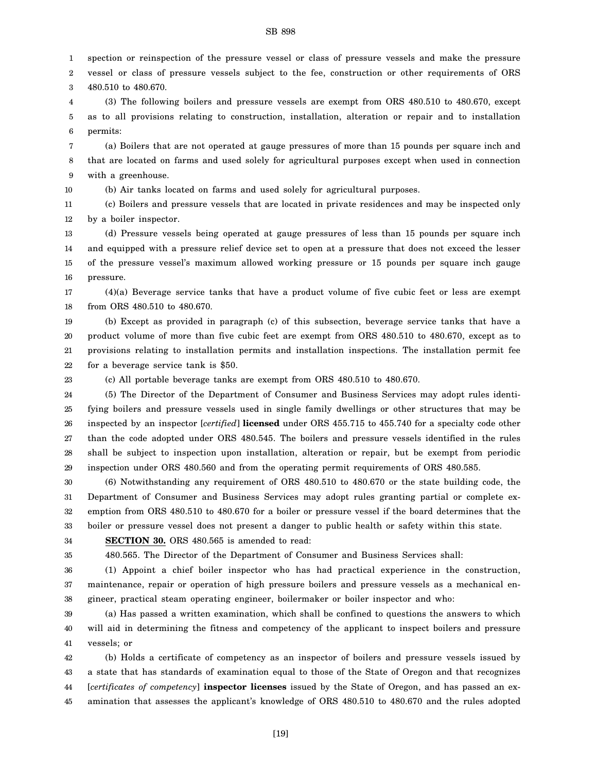spection or reinspection of the pressure vessel or class of pressure vessels and make the pressure vessel or class of pressure vessels subject to the fee, construction or other requirements of ORS 480.510 to 480.670.

(3) The following boilers and pressure vessels are exempt from ORS 480.510 to 480.670, except as to all provisions relating to construction, installation, alteration or repair and to installation permits:

(a) Boilers that are not operated at gauge pressures of more than 15 pounds per square inch and that are located on farms and used solely for agricultural purposes except when used in connection with a greenhouse.

(b) Air tanks located on farms and used solely for agricultural purposes.

(c) Boilers and pressure vessels that are located in private residences and may be inspected only by a boiler inspector.

(d) Pressure vessels being operated at gauge pressures of less than 15 pounds per square inch and equipped with a pressure relief device set to open at a pressure that does not exceed the lesser of the pressure vessel's maximum allowed working pressure or 15 pounds per square inch gauge pressure.

(4)(a) Beverage service tanks that have a product volume of five cubic feet or less are exempt from ORS 480.510 to 480.670.

(b) Except as provided in paragraph (c) of this subsection, beverage service tanks that have a product volume of more than five cubic feet are exempt from ORS 480.510 to 480.670, except as to provisions relating to installation permits and installation inspections. The installation permit fee for a beverage service tank is $50.

(c) All portable beverage tanks are exempt from ORS 480.510 to 480.670.

(5) The Director of the Department of Consumer and Business Services may adopt rules identifying boilers and pressure vessels used in single family dwellings or other structures that may be inspected by an inspector [*certified*] **licensed** under ORS 455.715 to 455.740 for a specialty code other than the code adopted under ORS 480.545. The boilers and pressure vessels identified in the rules shall be subject to inspection upon installation, alteration or repair, but be exempt from periodic inspection under ORS 480.560 and from the operating permit requirements of ORS 480.585.

(6) Notwithstanding any requirement of ORS 480.510 to 480.670 or the state building code, the Department of Consumer and Business Services may adopt rules granting partial or complete exemption from ORS 480.510 to 480.670 for a boiler or pressure vessel if the board determines that the boiler or pressure vessel does not present a danger to public health or safety within this state.

**SECTION 30.** ORS 480.565 is amended to read:

480.565. The Director of the Department of Consumer and Business Services shall:

(1) Appoint a chief boiler inspector who has had practical experience in the construction, maintenance, repair or operation of high pressure boilers and pressure vessels as a mechanical engineer, practical steam operating engineer, boilermaker or boiler inspector and who:

(a) Has passed a written examination, which shall be confined to questions the answers to which will aid in determining the fitness and competency of the applicant to inspect boilers and pressure vessels; or

(b) Holds a certificate of competency as an inspector of boilers and pressure vessels issued by a state that has standards of examination equal to those of the State of Oregon and that recognizes [*certificates of competency*] **inspector licenses** issued by the State of Oregon, and has passed an examination that assesses the applicant's knowledge of ORS 480.510 to 480.670 and the rules adopted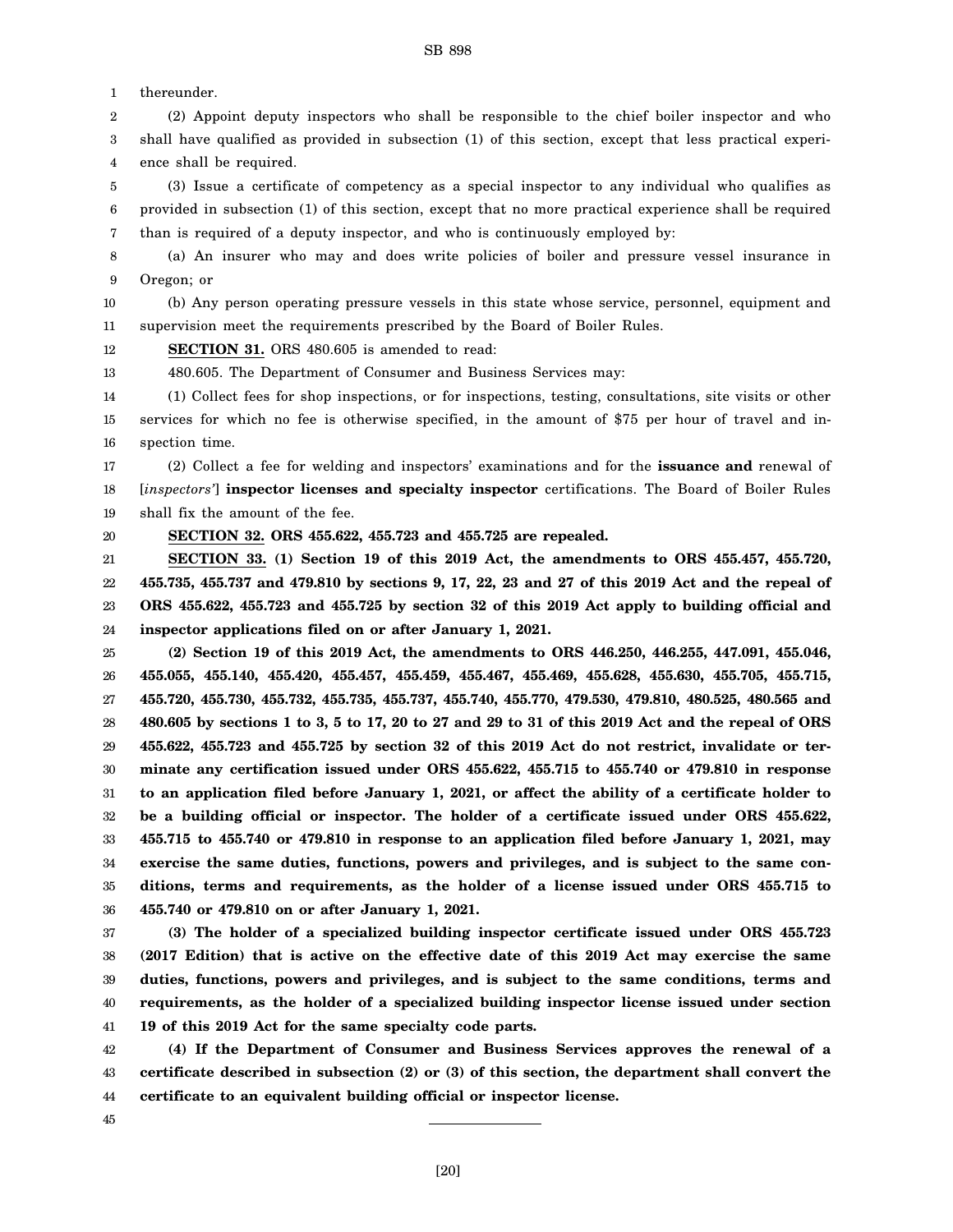thereunder.

(2) Appoint deputy inspectors who shall be responsible to the chief boiler inspector and who shall have qualified as provided in subsection (1) of this section, except that less practical experience shall be required.

(3) Issue a certificate of competency as a special inspector to any individual who qualifies as provided in subsection (1) of this section, except that no more practical experience shall be required than is required of a deputy inspector, and who is continuously employed by:

(a) An insurer who may and does write policies of boiler and pressure vessel insurance in Oregon; or

(b) Any person operating pressure vessels in this state whose service, personnel, equipment and supervision meet the requirements prescribed by the Board of Boiler Rules.

**SECTION 31.** ORS 480.605 is amended to read:

480.605. The Department of Consumer and Business Services may:

(1) Collect fees for shop inspections, or for inspections, testing, consultations, site visits or other services for which no fee is otherwise specified, in the amount of $75 per hour of travel and inspection time.

(2) Collect a fee for welding and inspectors' examinations and for the **issuance and** renewal of [*inspectors'*] **inspector licenses and specialty inspector** certifications. The Board of Boiler Rules shall fix the amount of the fee.

**SECTION 32. ORS 455.622, 455.723 and 455.725 are repealed.**

**SECTION 33. (1) Section 19 of this 2019 Act, the amendments to ORS 455.457, 455.720, 455.735, 455.737 and 479.810 by sections 9, 17, 22, 23 and 27 of this 2019 Act and the repeal of ORS 455.622, 455.723 and 455.725 by section 32 of this 2019 Act apply to building official and inspector applications filed on or after January 1, 2021.**

**(2) Section 19 of this 2019 Act, the amendments to ORS 446.250, 446.255, 447.091, 455.046, 455.055, 455.140, 455.420, 455.457, 455.459, 455.467, 455.469, 455.628, 455.630, 455.705, 455.715, 455.720, 455.730, 455.732, 455.735, 455.737, 455.740, 455.770, 479.530, 479.810, 480.525, 480.565 and 480.605 by sections 1 to 3, 5 to 17, 20 to 27 and 29 to 31 of this 2019 Act and the repeal of ORS 455.622, 455.723 and 455.725 by section 32 of this 2019 Act do not restrict, invalidate or terminate any certification issued under ORS 455.622, 455.715 to 455.740 or 479.810 in response to an application filed before January 1, 2021, or affect the ability of a certificate holder to be a building official or inspector. The holder of a certificate issued under ORS 455.622, 455.715 to 455.740 or 479.810 in response to an application filed before January 1, 2021, may exercise the same duties, functions, powers and privileges, and is subject to the same conditions, terms and requirements, as the holder of a license issued under ORS 455.715 to 455.740 or 479.810 on or after January 1, 2021.**

**(3) The holder of a specialized building inspector certificate issued under ORS 455.723 (2017 Edition) that is active on the effective date of this 2019 Act may exercise the same duties, functions, powers and privileges, and is subject to the same conditions, terms and requirements, as the holder of a specialized building inspector license issued under section 19 of this 2019 Act for the same specialty code parts.**

**(4) If the Department of Consumer and Business Services approves the renewal of a certificate described in subsection (2) or (3) of this section, the department shall convert the certificate to an equivalent building official or inspector license.**